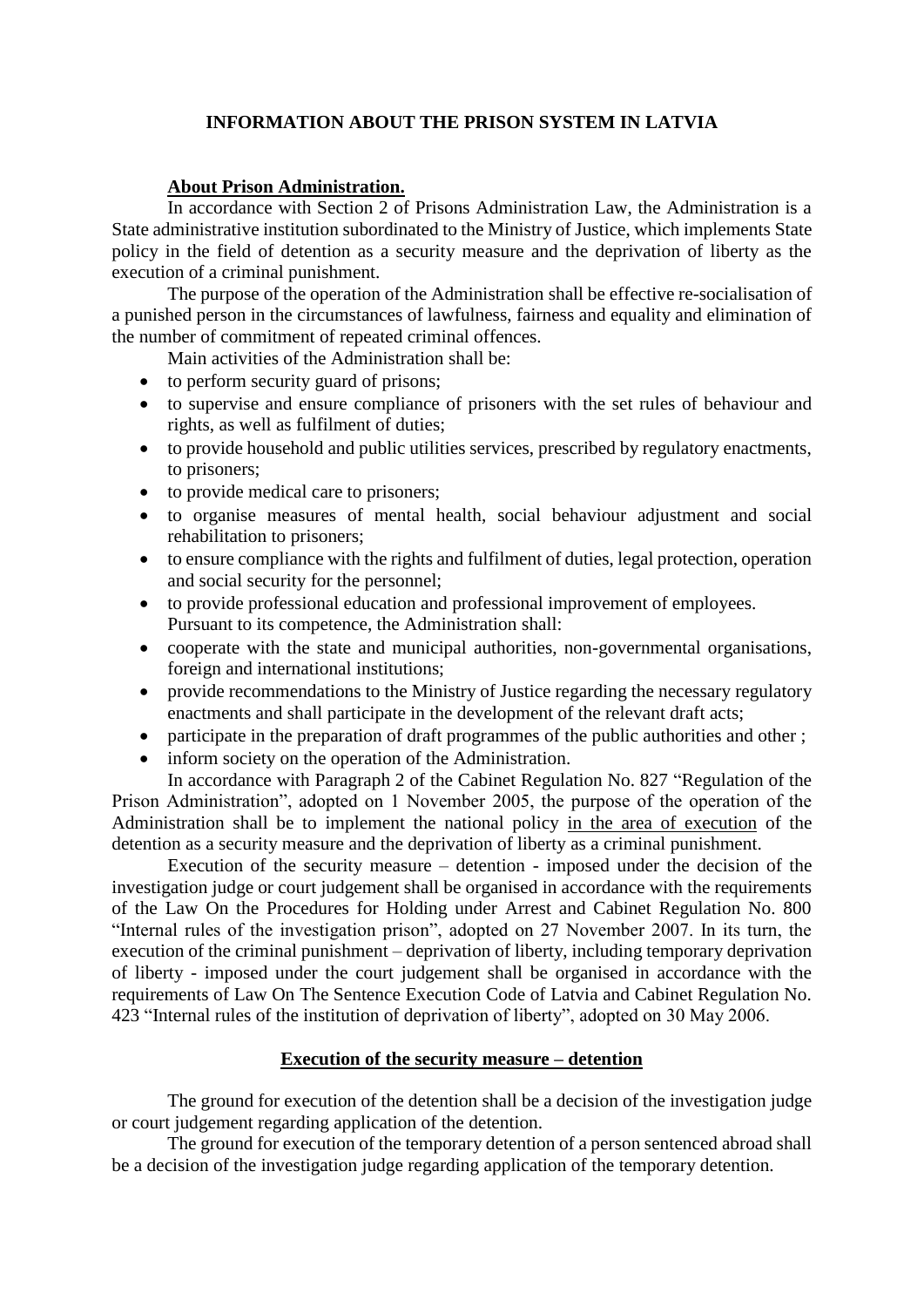# INFORMATION ABOUT THE PRISON SYSTEM IN LATVIA

## About Prison Administration.

In accordance with Section 2 of Prisons Administration Law, the Administration is a State administrative institution subordinated to the Ministry of Justice, which implements State policy in the field of detention as a security measure and the deprivation of liberty as the execution of a criminal punishment.

The purpose of the operation of the Administration shall be effective re-socialisation of a punished person in the circumstances of lawfulness, fairness and equality and elimination of the number of commitment of repeated criminal offences.

Main activities of the Administration shall be:

- to perform security guard of prisons;
- to supervise and ensure compliance of prisoners with the set rules of behaviour and rights, as well as fulfilment of duties;
- to provide household and public utilities services, prescribed by regulatory enactments, to prisoners;
- to provide medical care to prisoners;
- to organise measures of mental health, social behaviour adjustment and social rehabilitation to prisoners;
- to ensure compliance with the rights and fulfilment of duties, legal protection, operation and social security for the personnel;
- to provide professional education and professional improvement of employees.

Pursuant to its competence, the Administration shall:

- cooperate with the state and municipal authorities, non-governmental organisations, foreign and international institutions;
- provide recommendations to the Ministry of Justice regarding the necessary regulatory enactments and shall participate in the development of the relevant draft acts;
- participate in the preparation of draft programmes of the public authorities and other ;
- inform society on the operation of the Administration.

In accordance with Paragraph 2 of the Cabinet Regulation No. 827 "Regulation of the Prison Administration", adopted on 1 November 2005, the purpose of the operation of the Administration shall be to implement the national policy in the area of execution of the detention as a security measure and the deprivation of liberty as a criminal punishment.

Execution of the security measure – detention - imposed under the decision of the investigation judge or court judgement shall be organised in accordance with the requirements of the Law On the Procedures for Holding under Arrest and Cabinet Regulation No. 800 "Internal rules of the investigation prison", adopted on 27 November 2007. In its turn, the execution of the criminal punishment – deprivation of liberty, including temporary deprivation of liberty - imposed under the court judgement shall be organised in accordance with the requirements of Law On The Sentence Execution Code of Latvia and Cabinet Regulation No. 423 "Internal rules of the institution of deprivation of liberty", adopted on 30 May 2006.

## Execution of the security measure – detention

The ground for execution of the detention shall be a decision of the investigation judge or court judgement regarding application of the detention.

The ground for execution of the temporary detention of a person sentenced abroad shall be a decision of the investigation judge regarding application of the temporary detention.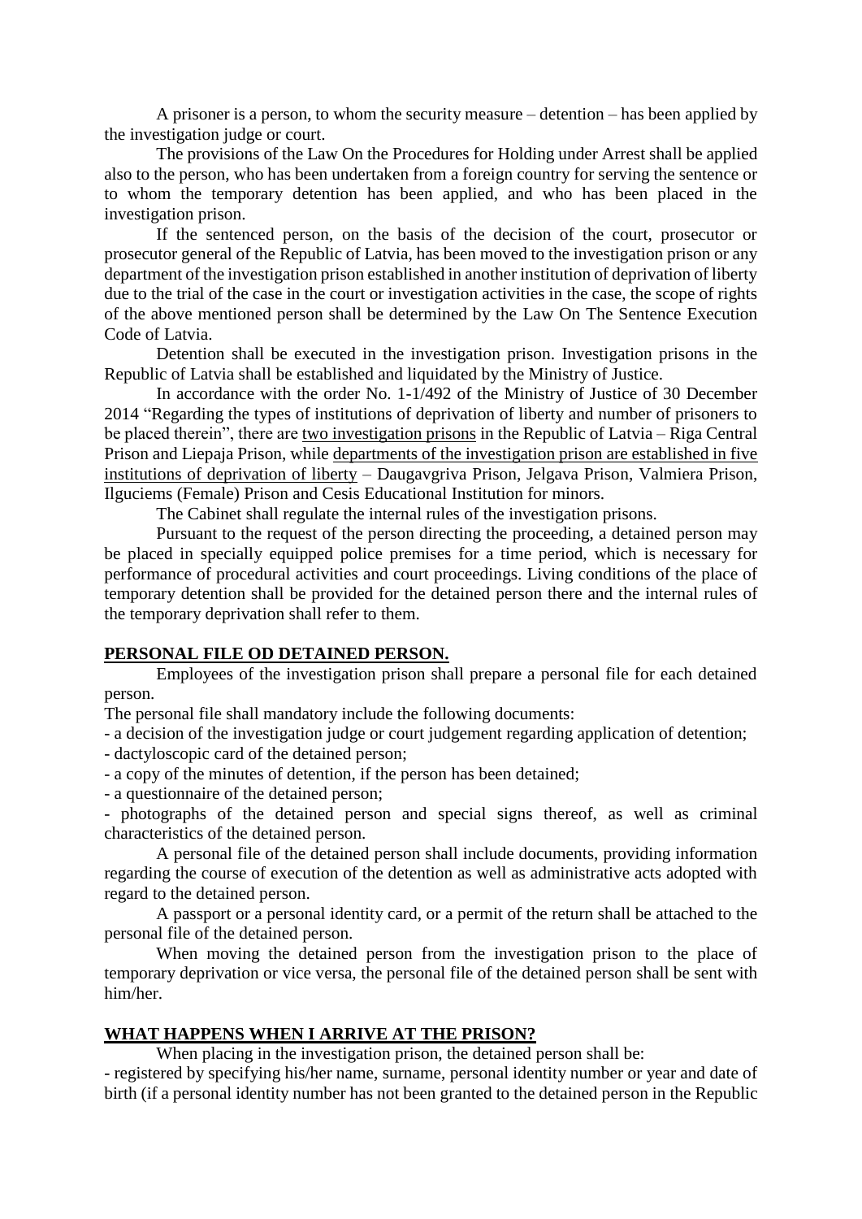A prisoner is a person, to whom the security measure – detention – has been applied by the investigation judge or court.

The provisions of the Law On the Procedures for Holding under Arrest shall be applied also to the person, who has been undertaken from a foreign country for serving the sentence or to whom the temporary detention has been applied, and who has been placed in the investigation prison.

If the sentenced person, on the basis of the decision of the court, prosecutor or prosecutor general of the Republic of Latvia, has been moved to the investigation prison or any department of the investigation prison established in another institution of deprivation of liberty due to the trial of the case in the court or investigation activities in the case, the scope of rights of the above mentioned person shall be determined by the Law On The Sentence Execution Code of Latvia.

Detention shall be executed in the investigation prison. Investigation prisons in the Republic of Latvia shall be established and liquidated by the Ministry of Justice.

In accordance with the order No. 1-1/492 of the Ministry of Justice of 30 December 2014 "Regarding the types of institutions of deprivation of liberty and number of prisoners to be placed therein", there are <u>two investigation prisons</u> in the Republic of Latvia – Riga Central Prison and Liepaja Prison, while <u>departments of the investigation prison are established in five institutions of deprivation of liberty</u> – Daugavgriva Prison, Jelgava Prison, Valmiera Prison, Ilguciems (Female) Prison and Cesis Educational Institution for minors.

The Cabinet shall regulate the internal rules of the investigation prisons.

Pursuant to the request of the person directing the proceeding, a detained person may be placed in specially equipped police premises for a time period, which is necessary for performance of procedural activities and court proceedings. Living conditions of the place of temporary detention shall be provided for the detained person there and the internal rules of the temporary deprivation shall refer to them.

## PERSONAL FILE OD DETAINED PERSON.

Employees of the investigation prison shall prepare a personal file for each detained person.

The personal file shall mandatory include the following documents:

- a decision of the investigation judge or court judgement regarding application of detention;
- dactyloscopic card of the detained person;
- a copy of the minutes of detention, if the person has been detained;
- a questionnaire of the detained person;
- photographs of the detained person and special signs thereof, as well as criminal characteristics of the detained person.

A personal file of the detained person shall include documents, providing information regarding the course of execution of the detention as well as administrative acts adopted with regard to the detained person.

A passport or a personal identity card, or a permit of the return shall be attached to the personal file of the detained person.

When moving the detained person from the investigation prison to the place of temporary deprivation or vice versa, the personal file of the detained person shall be sent with him/her.

## WHAT HAPPENS WHEN I ARRIVE AT THE PRISON?

When placing in the investigation prison, the detained person shall be:

- registered by specifying his/her name, surname, personal identity number or year and date of birth (if a personal identity number has not been granted to the detained person in the Republic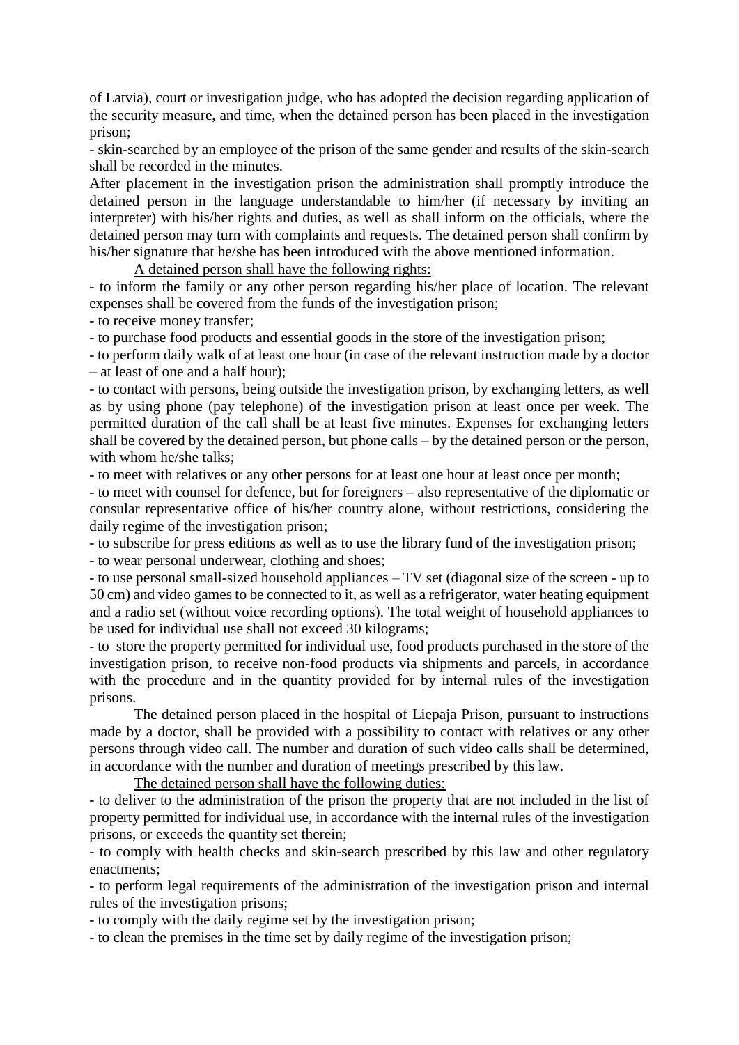of Latvia), court or investigation judge, who has adopted the decision regarding application of the security measure, and time, when the detained person has been placed in the investigation prison;

- skin-searched by an employee of the prison of the same gender and results of the skin-search shall be recorded in the minutes.

After placement in the investigation prison the administration shall promptly introduce the detained person in the language understandable to him/her (if necessary by inviting an interpreter) with his/her rights and duties, as well as shall inform on the officials, where the detained person may turn with complaints and requests. The detained person shall confirm by his/her signature that he/she has been introduced with the above mentioned information.

A detained person shall have the following rights:

- to inform the family or any other person regarding his/her place of location. The relevant expenses shall be covered from the funds of the investigation prison;
- to receive money transfer;
- to purchase food products and essential goods in the store of the investigation prison;
- to perform daily walk of at least one hour (in case of the relevant instruction made by a doctor – at least of one and a half hour);
- to contact with persons, being outside the investigation prison, by exchanging letters, as well as by using phone (pay telephone) of the investigation prison at least once per week. The permitted duration of the call shall be at least five minutes. Expenses for exchanging letters shall be covered by the detained person, but phone calls – by the detained person or the person, with whom he/she talks;
- to meet with relatives or any other persons for at least one hour at least once per month;
- to meet with counsel for defence, but for foreigners – also representative of the diplomatic or consular representative office of his/her country alone, without restrictions, considering the daily regime of the investigation prison;
- to subscribe for press editions as well as to use the library fund of the investigation prison;
- to wear personal underwear, clothing and shoes;
- to use personal small-sized household appliances – TV set (diagonal size of the screen - up to 50 cm) and video games to be connected to it, as well as a refrigerator, water heating equipment and a radio set (without voice recording options). The total weight of household appliances to be used for individual use shall not exceed 30 kilograms;
- to store the property permitted for individual use, food products purchased in the store of the investigation prison, to receive non-food products via shipments and parcels, in accordance with the procedure and in the quantity provided for by internal rules of the investigation prisons.

The detained person placed in the hospital of Liepaja Prison, pursuant to instructions made by a doctor, shall be provided with a possibility to contact with relatives or any other persons through video call. The number and duration of such video calls shall be determined, in accordance with the number and duration of meetings prescribed by this law.

The detained person shall have the following duties:

- to deliver to the administration of the prison the property that are not included in the list of property permitted for individual use, in accordance with the internal rules of the investigation prisons, or exceeds the quantity set therein;
- to comply with health checks and skin-search prescribed by this law and other regulatory enactments;
- to perform legal requirements of the administration of the investigation prison and internal rules of the investigation prisons;
- to comply with the daily regime set by the investigation prison;
- to clean the premises in the time set by daily regime of the investigation prison;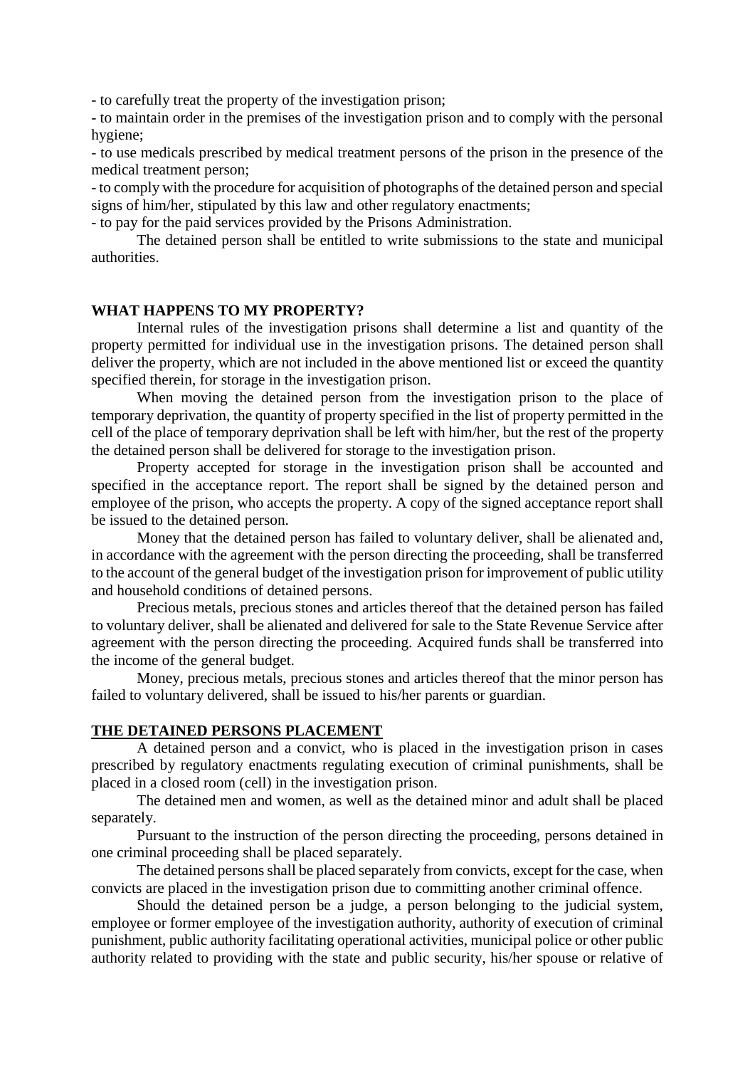- to carefully treat the property of the investigation prison;
- to maintain order in the premises of the investigation prison and to comply with the personal hygiene;
- to use medicals prescribed by medical treatment persons of the prison in the presence of the medical treatment person;
- to comply with the procedure for acquisition of photographs of the detained person and special signs of him/her, stipulated by this law and other regulatory enactments;
- to pay for the paid services provided by the Prisons Administration.

The detained person shall be entitled to write submissions to the state and municipal authorities.

**WHAT HAPPENS TO MY PROPERTY?**

Internal rules of the investigation prisons shall determine a list and quantity of the property permitted for individual use in the investigation prisons. The detained person shall deliver the property, which are not included in the above mentioned list or exceed the quantity specified therein, for storage in the investigation prison.

When moving the detained person from the investigation prison to the place of temporary deprivation, the quantity of property specified in the list of property permitted in the cell of the place of temporary deprivation shall be left with him/her, but the rest of the property the detained person shall be delivered for storage to the investigation prison.

Property accepted for storage in the investigation prison shall be accounted and specified in the acceptance report. The report shall be signed by the detained person and employee of the prison, who accepts the property. A copy of the signed acceptance report shall be issued to the detained person.

Money that the detained person has failed to voluntary deliver, shall be alienated and, in accordance with the agreement with the person directing the proceeding, shall be transferred to the account of the general budget of the investigation prison for improvement of public utility and household conditions of detained persons.

Precious metals, precious stones and articles thereof that the detained person has failed to voluntary deliver, shall be alienated and delivered for sale to the State Revenue Service after agreement with the person directing the proceeding. Acquired funds shall be transferred into the income of the general budget.

Money, precious metals, precious stones and articles thereof that the minor person has failed to voluntary delivered, shall be issued to his/her parents or guardian.

**THE DETAINED PERSONS PLACEMENT**

A detained person and a convict, who is placed in the investigation prison in cases prescribed by regulatory enactments regulating execution of criminal punishments, shall be placed in a closed room (cell) in the investigation prison.

The detained men and women, as well as the detained minor and adult shall be placed separately.

Pursuant to the instruction of the person directing the proceeding, persons detained in one criminal proceeding shall be placed separately.

The detained persons shall be placed separately from convicts, except for the case, when convicts are placed in the investigation prison due to committing another criminal offence.

Should the detained person be a judge, a person belonging to the judicial system, employee or former employee of the investigation authority, authority of execution of criminal punishment, public authority facilitating operational activities, municipal police or other public authority related to providing with the state and public security, his/her spouse or relative of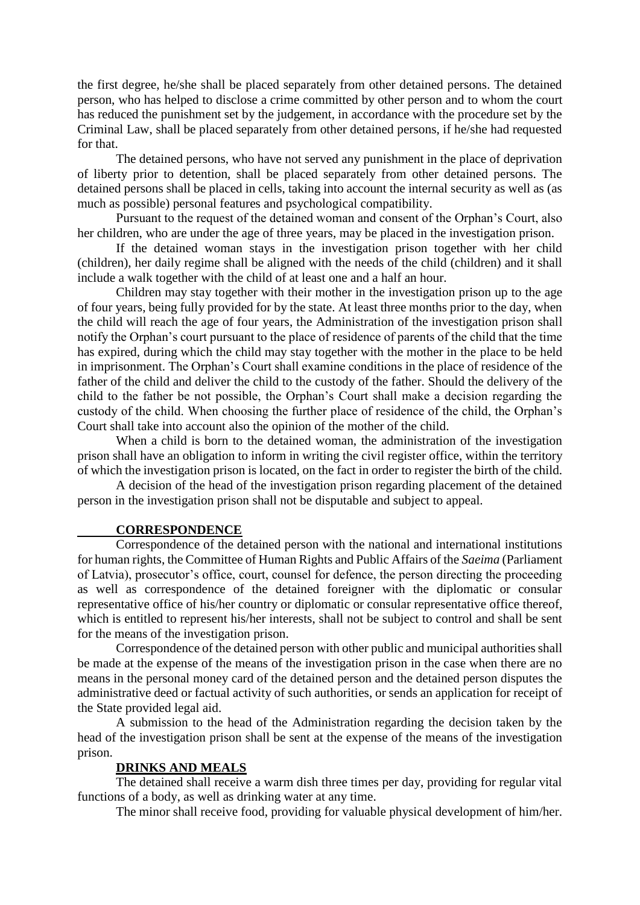the first degree, he/she shall be placed separately from other detained persons. The detained person, who has helped to disclose a crime committed by other person and to whom the court has reduced the punishment set by the judgement, in accordance with the procedure set by the Criminal Law, shall be placed separately from other detained persons, if he/she had requested for that.

The detained persons, who have not served any punishment in the place of deprivation of liberty prior to detention, shall be placed separately from other detained persons. The detained persons shall be placed in cells, taking into account the internal security as well as (as much as possible) personal features and psychological compatibility.

Pursuant to the request of the detained woman and consent of the Orphan's Court, also her children, who are under the age of three years, may be placed in the investigation prison.

If the detained woman stays in the investigation prison together with her child (children), her daily regime shall be aligned with the needs of the child (children) and it shall include a walk together with the child of at least one and a half an hour.

Children may stay together with their mother in the investigation prison up to the age of four years, being fully provided for by the state. At least three months prior to the day, when the child will reach the age of four years, the Administration of the investigation prison shall notify the Orphan's court pursuant to the place of residence of parents of the child that the time has expired, during which the child may stay together with the mother in the place to be held in imprisonment. The Orphan's Court shall examine conditions in the place of residence of the father of the child and deliver the child to the custody of the father. Should the delivery of the child to the father be not possible, the Orphan's Court shall make a decision regarding the custody of the child. When choosing the further place of residence of the child, the Orphan's Court shall take into account also the opinion of the mother of the child.

When a child is born to the detained woman, the administration of the investigation prison shall have an obligation to inform in writing the civil register office, within the territory of which the investigation prison is located, on the fact in order to register the birth of the child.

A decision of the head of the investigation prison regarding placement of the detained person in the investigation prison shall not be disputable and subject to appeal.

**CORRESPONDENCE**

Correspondence of the detained person with the national and international institutions for human rights, the Committee of Human Rights and Public Affairs of the *Saeima* (Parliament of Latvia), prosecutor's office, court, counsel for defence, the person directing the proceeding as well as correspondence of the detained foreigner with the diplomatic or consular representative office of his/her country or diplomatic or consular representative office thereof, which is entitled to represent his/her interests, shall not be subject to control and shall be sent for the means of the investigation prison.

Correspondence of the detained person with other public and municipal authorities shall be made at the expense of the means of the investigation prison in the case when there are no means in the personal money card of the detained person and the detained person disputes the administrative deed or factual activity of such authorities, or sends an application for receipt of the State provided legal aid.

A submission to the head of the Administration regarding the decision taken by the head of the investigation prison shall be sent at the expense of the means of the investigation prison.

**DRINKS AND MEALS**

The detained shall receive a warm dish three times per day, providing for regular vital functions of a body, as well as drinking water at any time.

The minor shall receive food, providing for valuable physical development of him/her.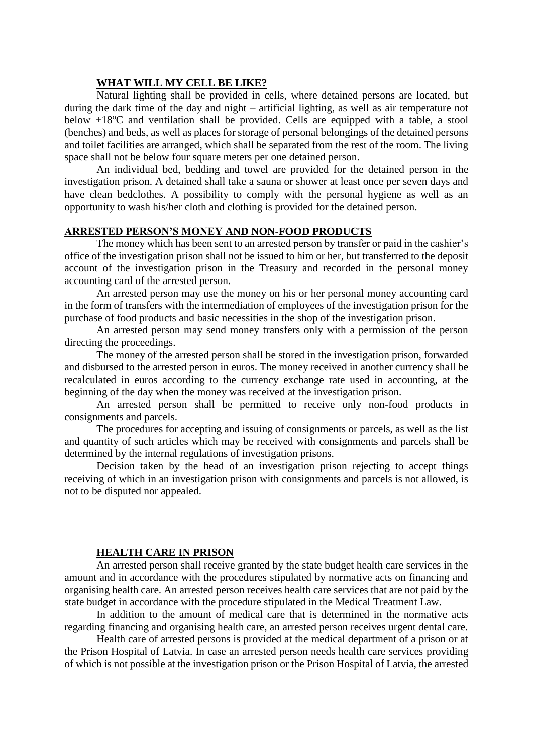## WHAT WILL MY CELL BE LIKE?

Natural lighting shall be provided in cells, where detained persons are located, but during the dark time of the day and night – artificial lighting, as well as air temperature not below +18°C and ventilation shall be provided. Cells are equipped with a table, a stool (benches) and beds, as well as places for storage of personal belongings of the detained persons and toilet facilities are arranged, which shall be separated from the rest of the room. The living space shall not be below four square meters per one detained person.

An individual bed, bedding and towel are provided for the detained person in the investigation prison. A detained shall take a sauna or shower at least once per seven days and have clean bedclothes. A possibility to comply with the personal hygiene as well as an opportunity to wash his/her cloth and clothing is provided for the detained person.

## ARRESTED PERSON'S MONEY AND NON-FOOD PRODUCTS

The money which has been sent to an arrested person by transfer or paid in the cashier's office of the investigation prison shall not be issued to him or her, but transferred to the deposit account of the investigation prison in the Treasury and recorded in the personal money accounting card of the arrested person.

An arrested person may use the money on his or her personal money accounting card in the form of transfers with the intermediation of employees of the investigation prison for the purchase of food products and basic necessities in the shop of the investigation prison.

An arrested person may send money transfers only with a permission of the person directing the proceedings.

The money of the arrested person shall be stored in the investigation prison, forwarded and disbursed to the arrested person in euros. The money received in another currency shall be recalculated in euros according to the currency exchange rate used in accounting, at the beginning of the day when the money was received at the investigation prison.

An arrested person shall be permitted to receive only non-food products in consignments and parcels.

The procedures for accepting and issuing of consignments or parcels, as well as the list and quantity of such articles which may be received with consignments and parcels shall be determined by the internal regulations of investigation prisons.

Decision taken by the head of an investigation prison rejecting to accept things receiving of which in an investigation prison with consignments and parcels is not allowed, is not to be disputed nor appealed.

## HEALTH CARE IN PRISON

An arrested person shall receive granted by the state budget health care services in the amount and in accordance with the procedures stipulated by normative acts on financing and organising health care. An arrested person receives health care services that are not paid by the state budget in accordance with the procedure stipulated in the Medical Treatment Law.

In addition to the amount of medical care that is determined in the normative acts regarding financing and organising health care, an arrested person receives urgent dental care.

Health care of arrested persons is provided at the medical department of a prison or at the Prison Hospital of Latvia. In case an arrested person needs health care services providing of which is not possible at the investigation prison or the Prison Hospital of Latvia, the arrested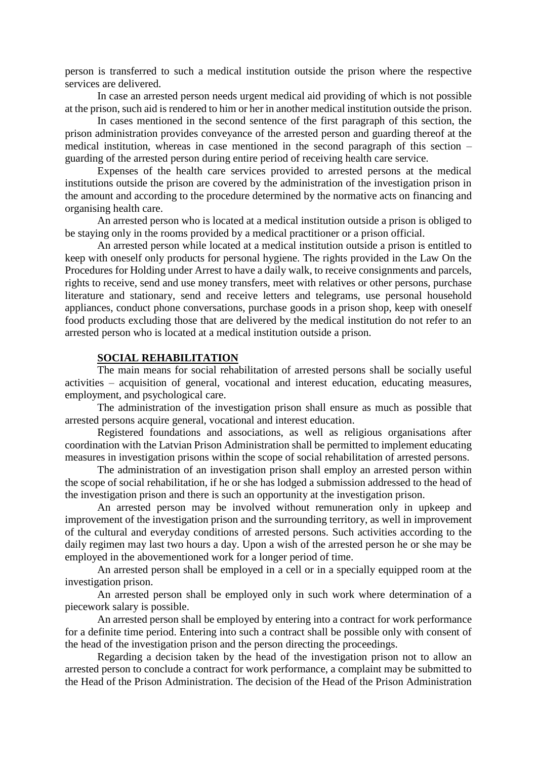person is transferred to such a medical institution outside the prison where the respective services are delivered.

In case an arrested person needs urgent medical aid providing of which is not possible at the prison, such aid is rendered to him or her in another medical institution outside the prison.

In cases mentioned in the second sentence of the first paragraph of this section, the prison administration provides conveyance of the arrested person and guarding thereof at the medical institution, whereas in case mentioned in the second paragraph of this section – guarding of the arrested person during entire period of receiving health care service.

Expenses of the health care services provided to arrested persons at the medical institutions outside the prison are covered by the administration of the investigation prison in the amount and according to the procedure determined by the normative acts on financing and organising health care.

An arrested person who is located at a medical institution outside a prison is obliged to be staying only in the rooms provided by a medical practitioner or a prison official.

An arrested person while located at a medical institution outside a prison is entitled to keep with oneself only products for personal hygiene. The rights provided in the Law On the Procedures for Holding under Arrest to have a daily walk, to receive consignments and parcels, rights to receive, send and use money transfers, meet with relatives or other persons, purchase literature and stationary, send and receive letters and telegrams, use personal household appliances, conduct phone conversations, purchase goods in a prison shop, keep with oneself food products excluding those that are delivered by the medical institution do not refer to an arrested person who is located at a medical institution outside a prison.

## SOCIAL REHABILITATION

The main means for social rehabilitation of arrested persons shall be socially useful activities – acquisition of general, vocational and interest education, educating measures, employment, and psychological care.

The administration of the investigation prison shall ensure as much as possible that arrested persons acquire general, vocational and interest education.

Registered foundations and associations, as well as religious organisations after coordination with the Latvian Prison Administration shall be permitted to implement educating measures in investigation prisons within the scope of social rehabilitation of arrested persons.

The administration of an investigation prison shall employ an arrested person within the scope of social rehabilitation, if he or she has lodged a submission addressed to the head of the investigation prison and there is such an opportunity at the investigation prison.

An arrested person may be involved without remuneration only in upkeep and improvement of the investigation prison and the surrounding territory, as well in improvement of the cultural and everyday conditions of arrested persons. Such activities according to the daily regimen may last two hours a day. Upon a wish of the arrested person he or she may be employed in the abovementioned work for a longer period of time.

An arrested person shall be employed in a cell or in a specially equipped room at the investigation prison.

An arrested person shall be employed only in such work where determination of a piecework salary is possible.

An arrested person shall be employed by entering into a contract for work performance for a definite time period. Entering into such a contract shall be possible only with consent of the head of the investigation prison and the person directing the proceedings.

Regarding a decision taken by the head of the investigation prison not to allow an arrested person to conclude a contract for work performance, a complaint may be submitted to the Head of the Prison Administration. The decision of the Head of the Prison Administration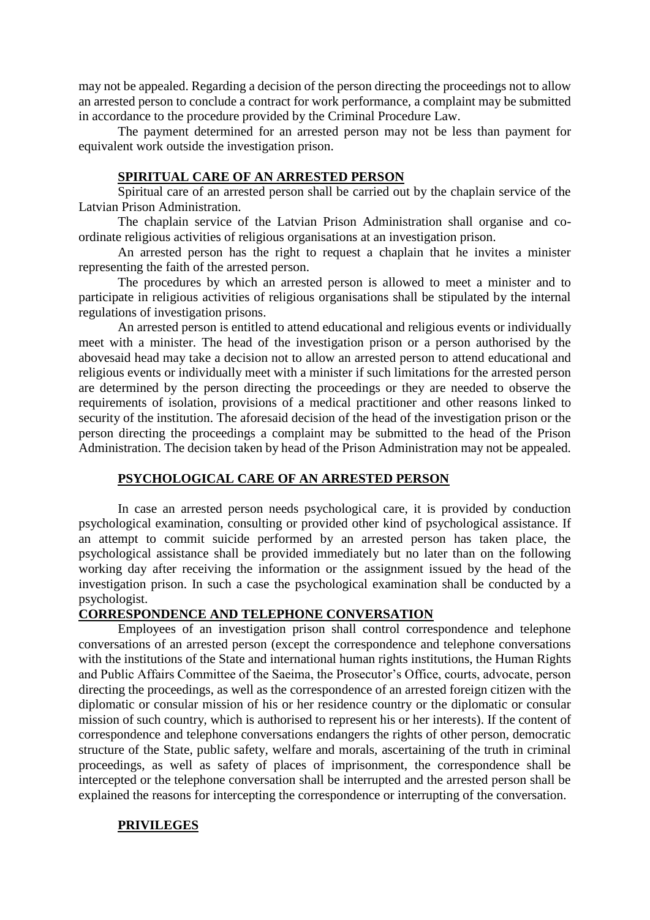may not be appealed. Regarding a decision of the person directing the proceedings not to allow an arrested person to conclude a contract for work performance, a complaint may be submitted in accordance to the procedure provided by the Criminal Procedure Law.

The payment determined for an arrested person may not be less than payment for equivalent work outside the investigation prison.

## SPIRITUAL CARE OF AN ARRESTED PERSON

Spiritual care of an arrested person shall be carried out by the chaplain service of the Latvian Prison Administration.

The chaplain service of the Latvian Prison Administration shall organise and co-ordinate religious activities of religious organisations at an investigation prison.

An arrested person has the right to request a chaplain that he invites a minister representing the faith of the arrested person.

The procedures by which an arrested person is allowed to meet a minister and to participate in religious activities of religious organisations shall be stipulated by the internal regulations of investigation prisons.

An arrested person is entitled to attend educational and religious events or individually meet with a minister. The head of the investigation prison or a person authorised by the abovesaid head may take a decision not to allow an arrested person to attend educational and religious events or individually meet with a minister if such limitations for the arrested person are determined by the person directing the proceedings or they are needed to observe the requirements of isolation, provisions of a medical practitioner and other reasons linked to security of the institution. The aforesaid decision of the head of the investigation prison or the person directing the proceedings a complaint may be submitted to the head of the Prison Administration. The decision taken by head of the Prison Administration may not be appealed.

## PSYCHOLOGICAL CARE OF AN ARRESTED PERSON

In case an arrested person needs psychological care, it is provided by conduction psychological examination, consulting or provided other kind of psychological assistance. If an attempt to commit suicide performed by an arrested person has taken place, the psychological assistance shall be provided immediately but no later than on the following working day after receiving the information or the assignment issued by the head of the investigation prison. In such a case the psychological examination shall be conducted by a psychologist.

## CORRESPONDENCE AND TELEPHONE CONVERSATION

Employees of an investigation prison shall control correspondence and telephone conversations of an arrested person (except the correspondence and telephone conversations with the institutions of the State and international human rights institutions, the Human Rights and Public Affairs Committee of the Saeima, the Prosecutor's Office, courts, advocate, person directing the proceedings, as well as the correspondence of an arrested foreign citizen with the diplomatic or consular mission of his or her residence country or the diplomatic or consular mission of such country, which is authorised to represent his or her interests). If the content of correspondence and telephone conversations endangers the rights of other person, democratic structure of the State, public safety, welfare and morals, ascertaining of the truth in criminal proceedings, as well as safety of places of imprisonment, the correspondence shall be intercepted or the telephone conversation shall be interrupted and the arrested person shall be explained the reasons for intercepting the correspondence or interrupting of the conversation.

## PRIVILEGES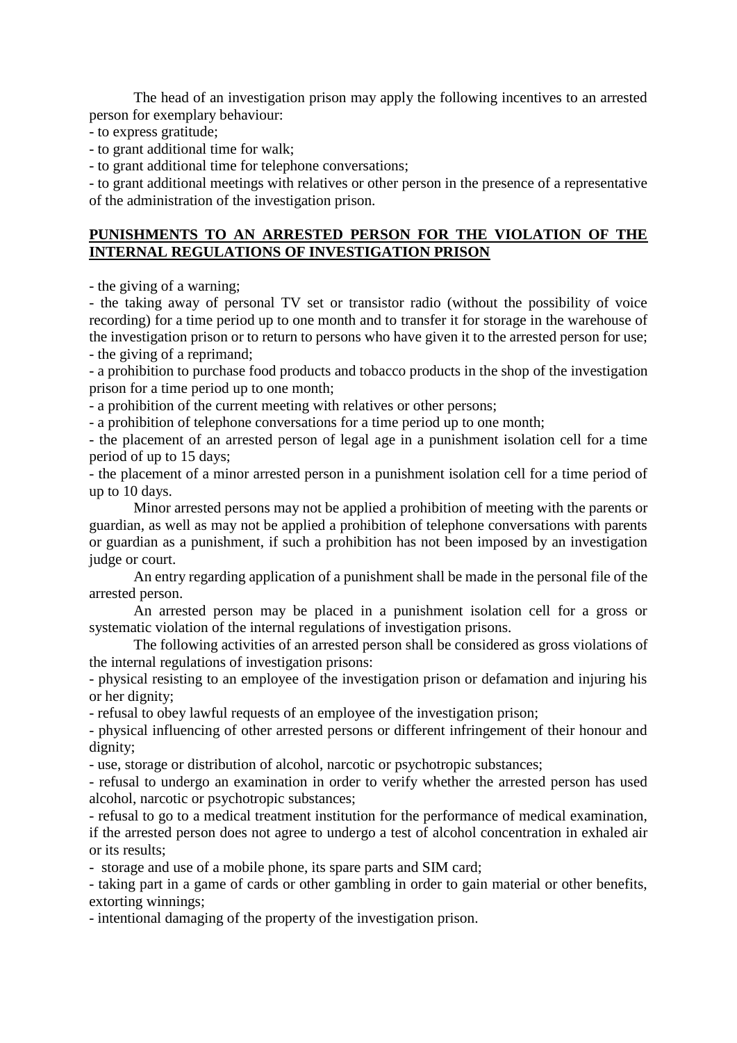The head of an investigation prison may apply the following incentives to an arrested person for exemplary behaviour:

- to express gratitude;
- to grant additional time for walk;
- to grant additional time for telephone conversations;
- to grant additional meetings with relatives or other person in the presence of a representative of the administration of the investigation prison.

## **PUNISHMENTS TO AN ARRESTED PERSON FOR THE VIOLATION OF THE INTERNAL REGULATIONS OF INVESTIGATION PRISON**

- the giving of a warning;
- the taking away of personal TV set or transistor radio (without the possibility of voice recording) for a time period up to one month and to transfer it for storage in the warehouse of the investigation prison or to return to persons who have given it to the arrested person for use;
- the giving of a reprimand;
- a prohibition to purchase food products and tobacco products in the shop of the investigation prison for a time period up to one month;
- a prohibition of the current meeting with relatives or other persons;
- a prohibition of telephone conversations for a time period up to one month;
- the placement of an arrested person of legal age in a punishment isolation cell for a time period of up to 15 days;
- the placement of a minor arrested person in a punishment isolation cell for a time period of up to 10 days.

Minor arrested persons may not be applied a prohibition of meeting with the parents or guardian, as well as may not be applied a prohibition of telephone conversations with parents or guardian as a punishment, if such a prohibition has not been imposed by an investigation judge or court.

An entry regarding application of a punishment shall be made in the personal file of the arrested person.

An arrested person may be placed in a punishment isolation cell for a gross or systematic violation of the internal regulations of investigation prisons.

The following activities of an arrested person shall be considered as gross violations of the internal regulations of investigation prisons:

- physical resisting to an employee of the investigation prison or defamation and injuring his or her dignity;
- refusal to obey lawful requests of an employee of the investigation prison;
- physical influencing of other arrested persons or different infringement of their honour and dignity;
- use, storage or distribution of alcohol, narcotic or psychotropic substances;
- refusal to undergo an examination in order to verify whether the arrested person has used alcohol, narcotic or psychotropic substances;
- refusal to go to a medical treatment institution for the performance of medical examination, if the arrested person does not agree to undergo a test of alcohol concentration in exhaled air or its results;
- storage and use of a mobile phone, its spare parts and SIM card;
- taking part in a game of cards or other gambling in order to gain material or other benefits, extorting winnings;
- intentional damaging of the property of the investigation prison.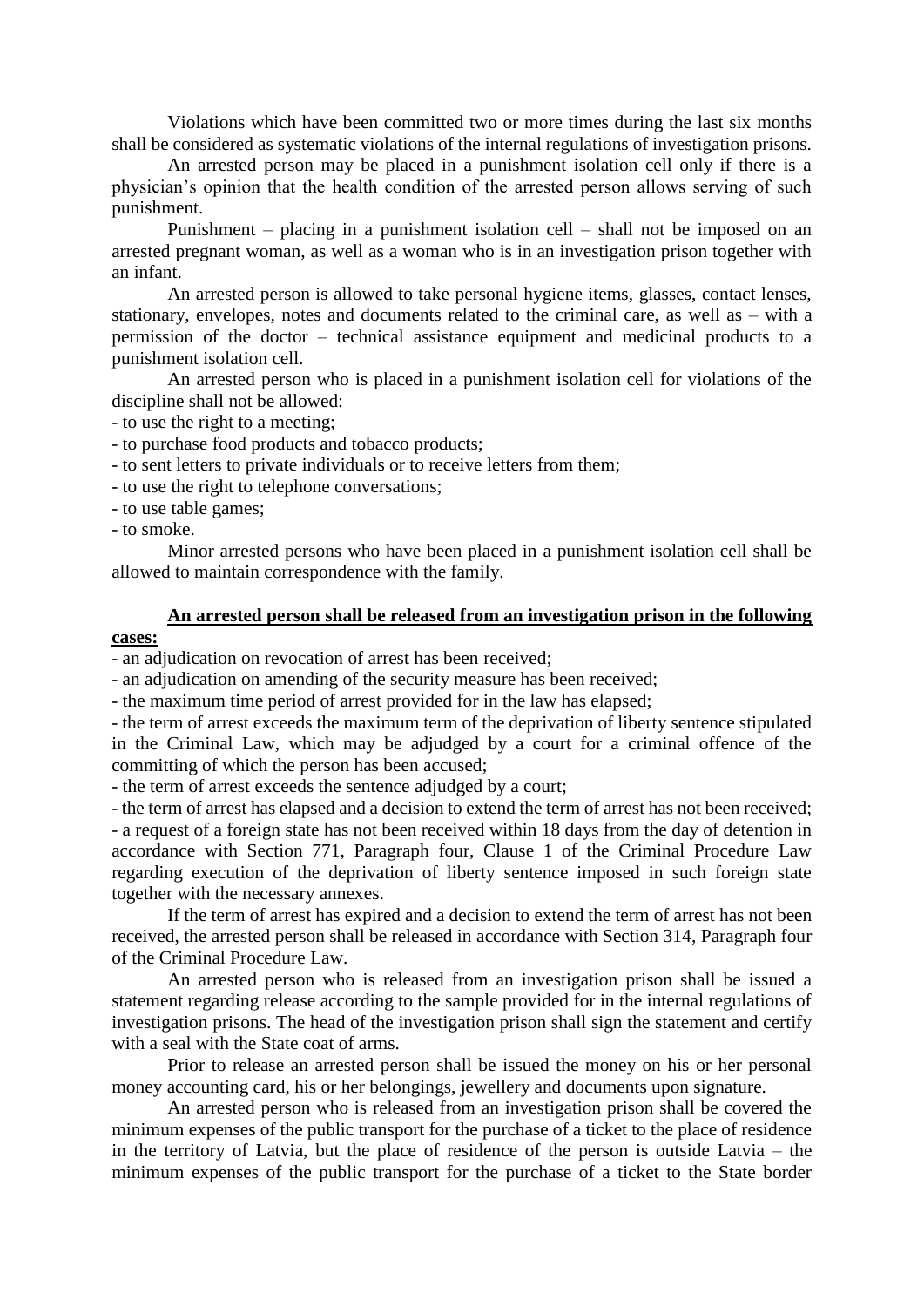Violations which have been committed two or more times during the last six months shall be considered as systematic violations of the internal regulations of investigation prisons.

An arrested person may be placed in a punishment isolation cell only if there is a physician's opinion that the health condition of the arrested person allows serving of such punishment.

Punishment – placing in a punishment isolation cell – shall not be imposed on an arrested pregnant woman, as well as a woman who is in an investigation prison together with an infant.

An arrested person is allowed to take personal hygiene items, glasses, contact lenses, stationary, envelopes, notes and documents related to the criminal care, as well as – with a permission of the doctor – technical assistance equipment and medicinal products to a punishment isolation cell.

An arrested person who is placed in a punishment isolation cell for violations of the discipline shall not be allowed:

- to use the right to a meeting;
- to purchase food products and tobacco products;
- to sent letters to private individuals or to receive letters from them;
- to use the right to telephone conversations;
- to use table games;
- to smoke.

Minor arrested persons who have been placed in a punishment isolation cell shall be allowed to maintain correspondence with the family.

**An arrested person shall be released from an investigation prison in the following cases:**

- an adjudication on revocation of arrest has been received;
- an adjudication on amending of the security measure has been received;
- the maximum time period of arrest provided for in the law has elapsed;
- the term of arrest exceeds the maximum term of the deprivation of liberty sentence stipulated in the Criminal Law, which may be adjudged by a court for a criminal offence of the committing of which the person has been accused;
- the term of arrest exceeds the sentence adjudged by a court;
- the term of arrest has elapsed and a decision to extend the term of arrest has not been received;
- a request of a foreign state has not been received within 18 days from the day of detention in accordance with Section 771, Paragraph four, Clause 1 of the Criminal Procedure Law regarding execution of the deprivation of liberty sentence imposed in such foreign state together with the necessary annexes.

If the term of arrest has expired and a decision to extend the term of arrest has not been received, the arrested person shall be released in accordance with Section 314, Paragraph four of the Criminal Procedure Law.

An arrested person who is released from an investigation prison shall be issued a statement regarding release according to the sample provided for in the internal regulations of investigation prisons. The head of the investigation prison shall sign the statement and certify with a seal with the State coat of arms.

Prior to release an arrested person shall be issued the money on his or her personal money accounting card, his or her belongings, jewellery and documents upon signature.

An arrested person who is released from an investigation prison shall be covered the minimum expenses of the public transport for the purchase of a ticket to the place of residence in the territory of Latvia, but the place of residence of the person is outside Latvia – the minimum expenses of the public transport for the purchase of a ticket to the State border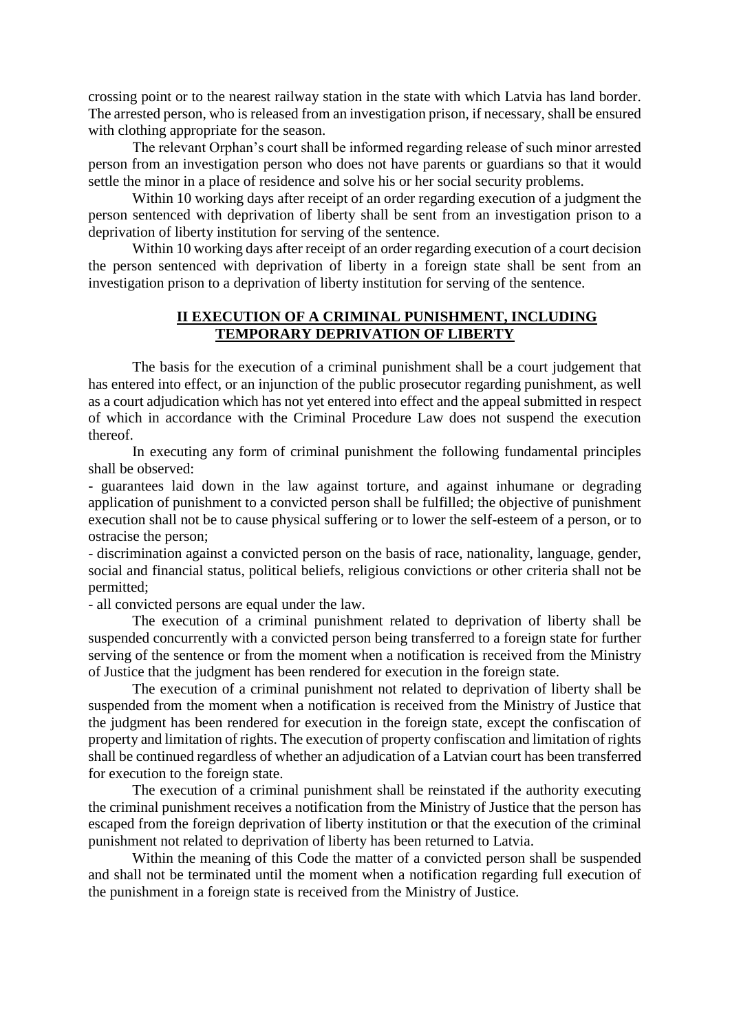crossing point or to the nearest railway station in the state with which Latvia has land border. The arrested person, who is released from an investigation prison, if necessary, shall be ensured with clothing appropriate for the season.

The relevant Orphan's court shall be informed regarding release of such minor arrested person from an investigation person who does not have parents or guardians so that it would settle the minor in a place of residence and solve his or her social security problems.

Within 10 working days after receipt of an order regarding execution of a judgment the person sentenced with deprivation of liberty shall be sent from an investigation prison to a deprivation of liberty institution for serving of the sentence.

Within 10 working days after receipt of an order regarding execution of a court decision the person sentenced with deprivation of liberty in a foreign state shall be sent from an investigation prison to a deprivation of liberty institution for serving of the sentence.

## II EXECUTION OF A CRIMINAL PUNISHMENT, INCLUDING TEMPORARY DEPRIVATION OF LIBERTY

The basis for the execution of a criminal punishment shall be a court judgement that has entered into effect, or an injunction of the public prosecutor regarding punishment, as well as a court adjudication which has not yet entered into effect and the appeal submitted in respect of which in accordance with the Criminal Procedure Law does not suspend the execution thereof.

In executing any form of criminal punishment the following fundamental principles shall be observed:

- guarantees laid down in the law against torture, and against inhumane or degrading application of punishment to a convicted person shall be fulfilled; the objective of punishment execution shall not be to cause physical suffering or to lower the self-esteem of a person, or to ostracise the person;
- discrimination against a convicted person on the basis of race, nationality, language, gender, social and financial status, political beliefs, religious convictions or other criteria shall not be permitted;
- all convicted persons are equal under the law.

The execution of a criminal punishment related to deprivation of liberty shall be suspended concurrently with a convicted person being transferred to a foreign state for further serving of the sentence or from the moment when a notification is received from the Ministry of Justice that the judgment has been rendered for execution in the foreign state.

The execution of a criminal punishment not related to deprivation of liberty shall be suspended from the moment when a notification is received from the Ministry of Justice that the judgment has been rendered for execution in the foreign state, except the confiscation of property and limitation of rights. The execution of property confiscation and limitation of rights shall be continued regardless of whether an adjudication of a Latvian court has been transferred for execution to the foreign state.

The execution of a criminal punishment shall be reinstated if the authority executing the criminal punishment receives a notification from the Ministry of Justice that the person has escaped from the foreign deprivation of liberty institution or that the execution of the criminal punishment not related to deprivation of liberty has been returned to Latvia.

Within the meaning of this Code the matter of a convicted person shall be suspended and shall not be terminated until the moment when a notification regarding full execution of the punishment in a foreign state is received from the Ministry of Justice.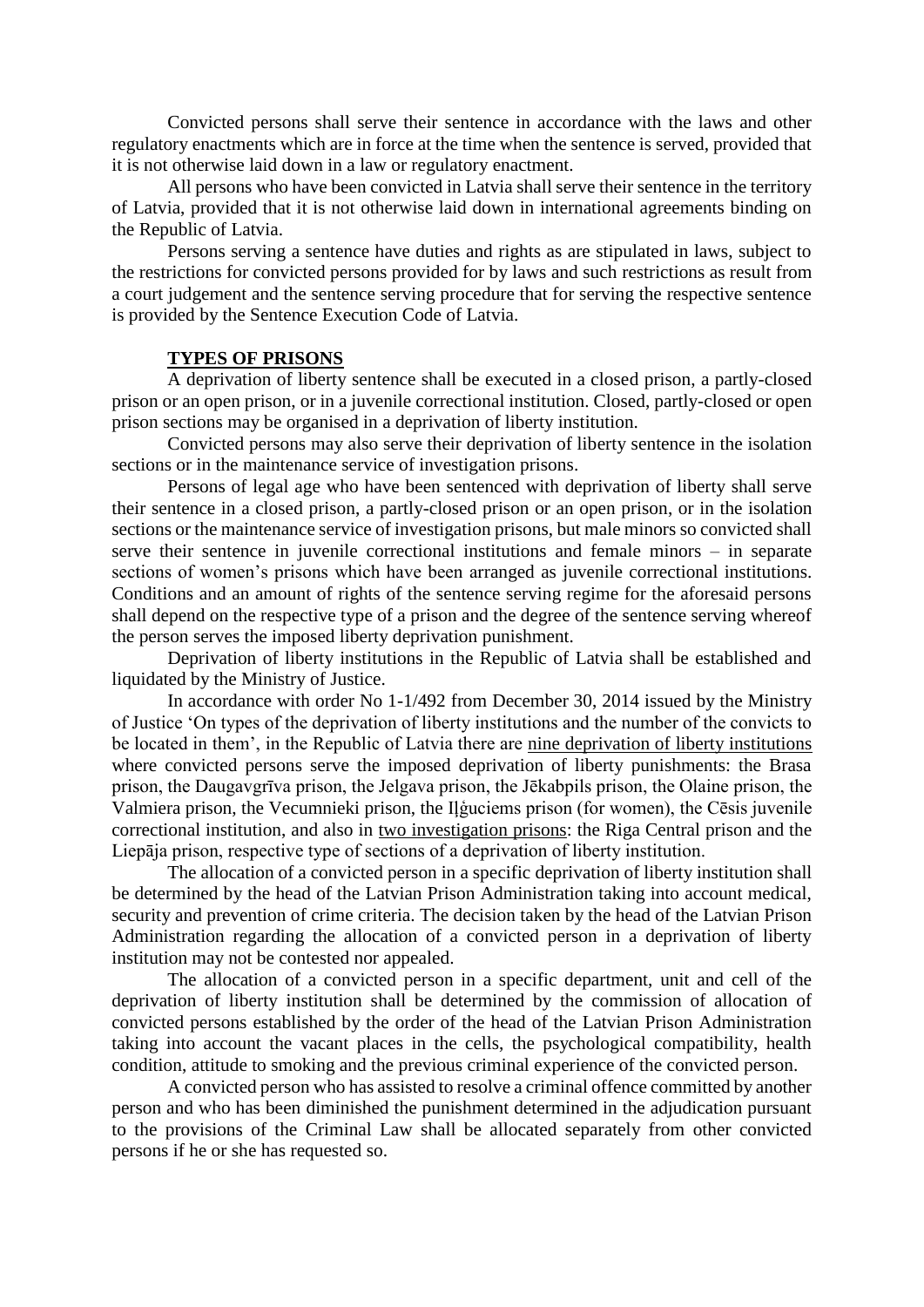Convicted persons shall serve their sentence in accordance with the laws and other regulatory enactments which are in force at the time when the sentence is served, provided that it is not otherwise laid down in a law or regulatory enactment.

All persons who have been convicted in Latvia shall serve their sentence in the territory of Latvia, provided that it is not otherwise laid down in international agreements binding on the Republic of Latvia.

Persons serving a sentence have duties and rights as are stipulated in laws, subject to the restrictions for convicted persons provided for by laws and such restrictions as result from a court judgement and the sentence serving procedure that for serving the respective sentence is provided by the Sentence Execution Code of Latvia.

## TYPES OF PRISONS

A deprivation of liberty sentence shall be executed in a closed prison, a partly-closed prison or an open prison, or in a juvenile correctional institution. Closed, partly-closed or open prison sections may be organised in a deprivation of liberty institution.

Convicted persons may also serve their deprivation of liberty sentence in the isolation sections or in the maintenance service of investigation prisons.

Persons of legal age who have been sentenced with deprivation of liberty shall serve their sentence in a closed prison, a partly-closed prison or an open prison, or in the isolation sections or the maintenance service of investigation prisons, but male minors so convicted shall serve their sentence in juvenile correctional institutions and female minors – in separate sections of women's prisons which have been arranged as juvenile correctional institutions. Conditions and an amount of rights of the sentence serving regime for the aforesaid persons shall depend on the respective type of a prison and the degree of the sentence serving whereof the person serves the imposed liberty deprivation punishment.

Deprivation of liberty institutions in the Republic of Latvia shall be established and liquidated by the Ministry of Justice.

In accordance with order No 1-1/492 from December 30, 2014 issued by the Ministry of Justice 'On types of the deprivation of liberty institutions and the number of the convicts to be located in them', in the Republic of Latvia there are nine deprivation of liberty institutions where convicted persons serve the imposed deprivation of liberty punishments: the Brasa prison, the Daugavgrīva prison, the Jelgava prison, the Jēkabpils prison, the Olaine prison, the Valmiera prison, the Vecumnieki prison, the Iļģuciems prison (for women), the Cēsis juvenile correctional institution, and also in two investigation prisons: the Riga Central prison and the Liepāja prison, respective type of sections of a deprivation of liberty institution.

The allocation of a convicted person in a specific deprivation of liberty institution shall be determined by the head of the Latvian Prison Administration taking into account medical, security and prevention of crime criteria. The decision taken by the head of the Latvian Prison Administration regarding the allocation of a convicted person in a deprivation of liberty institution may not be contested nor appealed.

The allocation of a convicted person in a specific department, unit and cell of the deprivation of liberty institution shall be determined by the commission of allocation of convicted persons established by the order of the head of the Latvian Prison Administration taking into account the vacant places in the cells, the psychological compatibility, health condition, attitude to smoking and the previous criminal experience of the convicted person.

A convicted person who has assisted to resolve a criminal offence committed by another person and who has been diminished the punishment determined in the adjudication pursuant to the provisions of the Criminal Law shall be allocated separately from other convicted persons if he or she has requested so.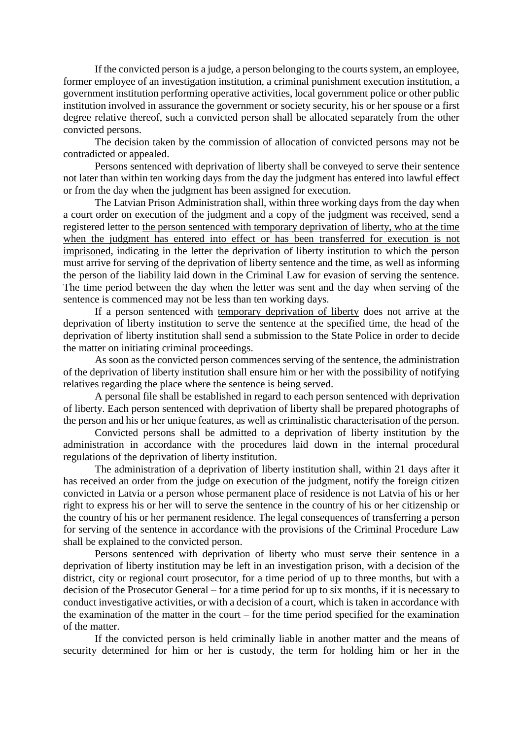If the convicted person is a judge, a person belonging to the courts system, an employee, former employee of an investigation institution, a criminal punishment execution institution, a government institution performing operative activities, local government police or other public institution involved in assurance the government or society security, his or her spouse or a first degree relative thereof, such a convicted person shall be allocated separately from the other convicted persons.

The decision taken by the commission of allocation of convicted persons may not be contradicted or appealed.

Persons sentenced with deprivation of liberty shall be conveyed to serve their sentence not later than within ten working days from the day the judgment has entered into lawful effect or from the day when the judgment has been assigned for execution.

The Latvian Prison Administration shall, within three working days from the day when a court order on execution of the judgment and a copy of the judgment was received, send a registered letter to <u>the person sentenced with temporary deprivation of liberty, who at the time when the judgment has entered into effect or has been transferred for execution is not imprisoned</u>, indicating in the letter the deprivation of liberty institution to which the person must arrive for serving of the deprivation of liberty sentence and the time, as well as informing the person of the liability laid down in the Criminal Law for evasion of serving the sentence. The time period between the day when the letter was sent and the day when serving of the sentence is commenced may not be less than ten working days.

If a person sentenced with <u>temporary deprivation of liberty</u> does not arrive at the deprivation of liberty institution to serve the sentence at the specified time, the head of the deprivation of liberty institution shall send a submission to the State Police in order to decide the matter on initiating criminal proceedings.

As soon as the convicted person commences serving of the sentence, the administration of the deprivation of liberty institution shall ensure him or her with the possibility of notifying relatives regarding the place where the sentence is being served.

A personal file shall be established in regard to each person sentenced with deprivation of liberty. Each person sentenced with deprivation of liberty shall be prepared photographs of the person and his or her unique features, as well as criminalistic characterisation of the person.

Convicted persons shall be admitted to a deprivation of liberty institution by the administration in accordance with the procedures laid down in the internal procedural regulations of the deprivation of liberty institution.

The administration of a deprivation of liberty institution shall, within 21 days after it has received an order from the judge on execution of the judgment, notify the foreign citizen convicted in Latvia or a person whose permanent place of residence is not Latvia of his or her right to express his or her will to serve the sentence in the country of his or her citizenship or the country of his or her permanent residence. The legal consequences of transferring a person for serving of the sentence in accordance with the provisions of the Criminal Procedure Law shall be explained to the convicted person.

Persons sentenced with deprivation of liberty who must serve their sentence in a deprivation of liberty institution may be left in an investigation prison, with a decision of the district, city or regional court prosecutor, for a time period of up to three months, but with a decision of the Prosecutor General – for a time period for up to six months, if it is necessary to conduct investigative activities, or with a decision of a court, which is taken in accordance with the examination of the matter in the court – for the time period specified for the examination of the matter.

If the convicted person is held criminally liable in another matter and the means of security determined for him or her is custody, the term for holding him or her in the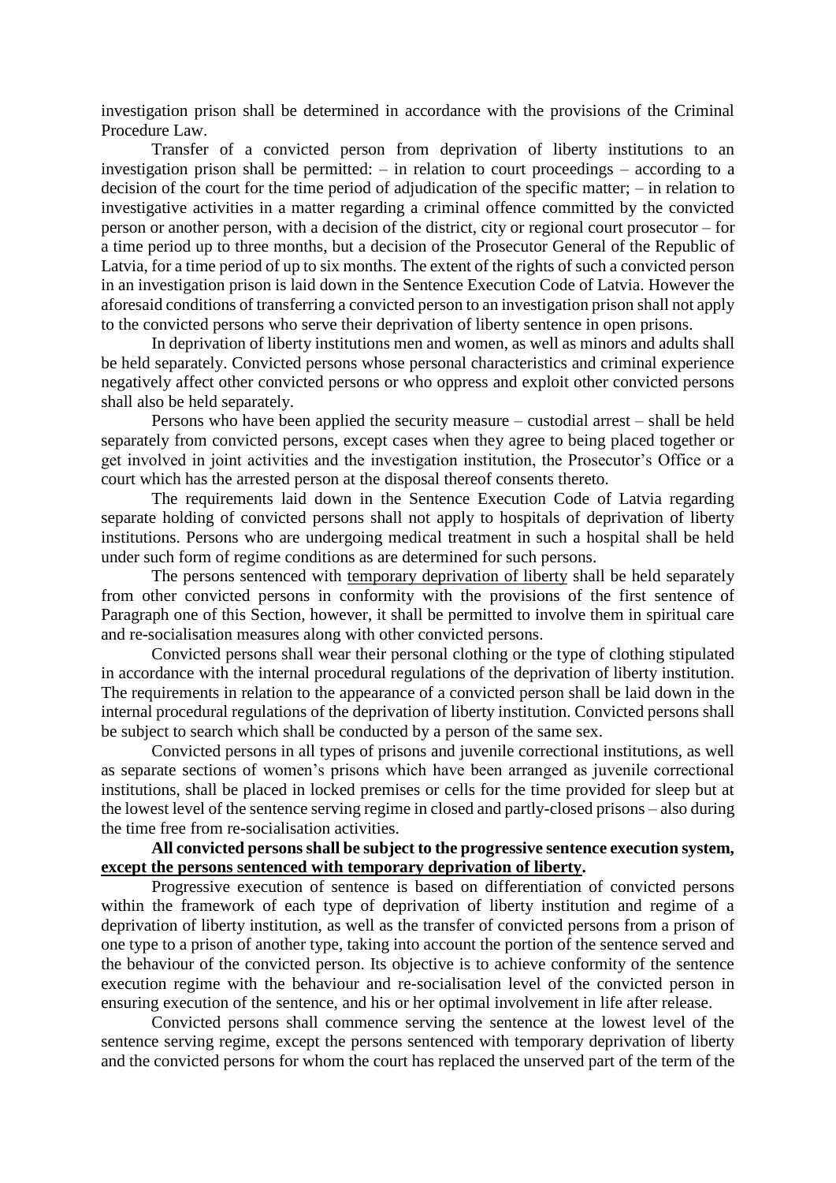investigation prison shall be determined in accordance with the provisions of the Criminal Procedure Law.

Transfer of a convicted person from deprivation of liberty institutions to an investigation prison shall be permitted: – in relation to court proceedings – according to a decision of the court for the time period of adjudication of the specific matter; – in relation to investigative activities in a matter regarding a criminal offence committed by the convicted person or another person, with a decision of the district, city or regional court prosecutor – for a time period up to three months, but a decision of the Prosecutor General of the Republic of Latvia, for a time period of up to six months. The extent of the rights of such a convicted person in an investigation prison is laid down in the Sentence Execution Code of Latvia. However the aforesaid conditions of transferring a convicted person to an investigation prison shall not apply to the convicted persons who serve their deprivation of liberty sentence in open prisons.

In deprivation of liberty institutions men and women, as well as minors and adults shall be held separately. Convicted persons whose personal characteristics and criminal experience negatively affect other convicted persons or who oppress and exploit other convicted persons shall also be held separately.

Persons who have been applied the security measure – custodial arrest – shall be held separately from convicted persons, except cases when they agree to being placed together or get involved in joint activities and the investigation institution, the Prosecutor's Office or a court which has the arrested person at the disposal thereof consents thereto.

The requirements laid down in the Sentence Execution Code of Latvia regarding separate holding of convicted persons shall not apply to hospitals of deprivation of liberty institutions. Persons who are undergoing medical treatment in such a hospital shall be held under such form of regime conditions as are determined for such persons.

The persons sentenced with <u>temporary deprivation of liberty</u> shall be held separately from other convicted persons in conformity with the provisions of the first sentence of Paragraph one of this Section, however, it shall be permitted to involve them in spiritual care and re-socialisation measures along with other convicted persons.

Convicted persons shall wear their personal clothing or the type of clothing stipulated in accordance with the internal procedural regulations of the deprivation of liberty institution. The requirements in relation to the appearance of a convicted person shall be laid down in the internal procedural regulations of the deprivation of liberty institution. Convicted persons shall be subject to search which shall be conducted by a person of the same sex.

Convicted persons in all types of prisons and juvenile correctional institutions, as well as separate sections of women's prisons which have been arranged as juvenile correctional institutions, shall be placed in locked premises or cells for the time provided for sleep but at the lowest level of the sentence serving regime in closed and partly-closed prisons – also during the time free from re-socialisation activities.

**All convicted persons shall be subject to the progressive sentence execution system, <u>except the persons sentenced with temporary deprivation of liberty</u>.**

Progressive execution of sentence is based on differentiation of convicted persons within the framework of each type of deprivation of liberty institution and regime of a deprivation of liberty institution, as well as the transfer of convicted persons from a prison of one type to a prison of another type, taking into account the portion of the sentence served and the behaviour of the convicted person. Its objective is to achieve conformity of the sentence execution regime with the behaviour and re-socialisation level of the convicted person in ensuring execution of the sentence, and his or her optimal involvement in life after release.

Convicted persons shall commence serving the sentence at the lowest level of the sentence serving regime, except the persons sentenced with temporary deprivation of liberty and the convicted persons for whom the court has replaced the unserved part of the term of the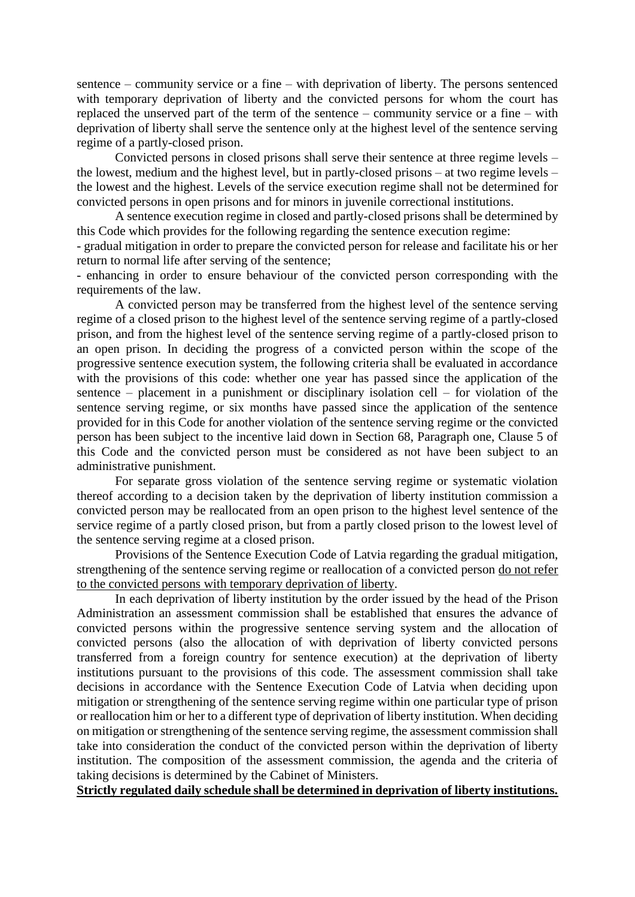sentence – community service or a fine – with deprivation of liberty. The persons sentenced with temporary deprivation of liberty and the convicted persons for whom the court has replaced the unserved part of the term of the sentence – community service or a fine – with deprivation of liberty shall serve the sentence only at the highest level of the sentence serving regime of a partly-closed prison.

Convicted persons in closed prisons shall serve their sentence at three regime levels – the lowest, medium and the highest level, but in partly-closed prisons – at two regime levels – the lowest and the highest. Levels of the service execution regime shall not be determined for convicted persons in open prisons and for minors in juvenile correctional institutions.

A sentence execution regime in closed and partly-closed prisons shall be determined by this Code which provides for the following regarding the sentence execution regime:

- gradual mitigation in order to prepare the convicted person for release and facilitate his or her return to normal life after serving of the sentence;
- enhancing in order to ensure behaviour of the convicted person corresponding with the requirements of the law.

A convicted person may be transferred from the highest level of the sentence serving regime of a closed prison to the highest level of the sentence serving regime of a partly-closed prison, and from the highest level of the sentence serving regime of a partly-closed prison to an open prison. In deciding the progress of a convicted person within the scope of the progressive sentence execution system, the following criteria shall be evaluated in accordance with the provisions of this code: whether one year has passed since the application of the sentence – placement in a punishment or disciplinary isolation cell – for violation of the sentence serving regime, or six months have passed since the application of the sentence provided for in this Code for another violation of the sentence serving regime or the convicted person has been subject to the incentive laid down in Section 68, Paragraph one, Clause 5 of this Code and the convicted person must be considered as not have been subject to an administrative punishment.

For separate gross violation of the sentence serving regime or systematic violation thereof according to a decision taken by the deprivation of liberty institution commission a convicted person may be reallocated from an open prison to the highest level sentence of the service regime of a partly closed prison, but from a partly closed prison to the lowest level of the sentence serving regime at a closed prison.

Provisions of the Sentence Execution Code of Latvia regarding the gradual mitigation, strengthening of the sentence serving regime or reallocation of a convicted person <u>do not refer to the convicted persons with temporary deprivation of liberty</u>.

In each deprivation of liberty institution by the order issued by the head of the Prison Administration an assessment commission shall be established that ensures the advance of convicted persons within the progressive sentence serving system and the allocation of convicted persons (also the allocation of with deprivation of liberty convicted persons transferred from a foreign country for sentence execution) at the deprivation of liberty institutions pursuant to the provisions of this code. The assessment commission shall take decisions in accordance with the Sentence Execution Code of Latvia when deciding upon mitigation or strengthening of the sentence serving regime within one particular type of prison or reallocation him or her to a different type of deprivation of liberty institution. When deciding on mitigation or strengthening of the sentence serving regime, the assessment commission shall take into consideration the conduct of the convicted person within the deprivation of liberty institution. The composition of the assessment commission, the agenda and the criteria of taking decisions is determined by the Cabinet of Ministers.

**<u>Strictly regulated daily schedule shall be determined in deprivation of liberty institutions.</u>**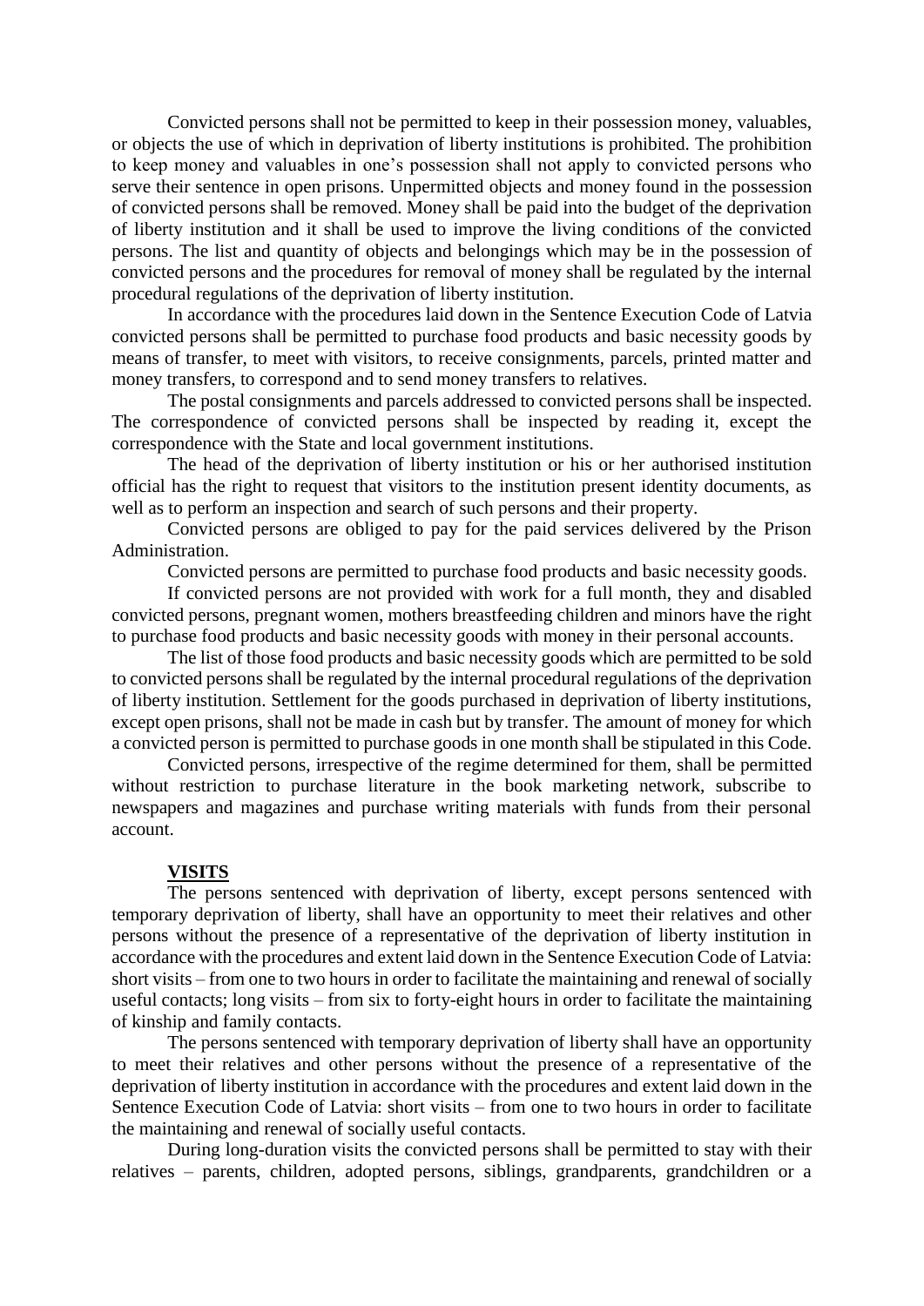Convicted persons shall not be permitted to keep in their possession money, valuables, or objects the use of which in deprivation of liberty institutions is prohibited. The prohibition to keep money and valuables in one's possession shall not apply to convicted persons who serve their sentence in open prisons. Unpermitted objects and money found in the possession of convicted persons shall be removed. Money shall be paid into the budget of the deprivation of liberty institution and it shall be used to improve the living conditions of the convicted persons. The list and quantity of objects and belongings which may be in the possession of convicted persons and the procedures for removal of money shall be regulated by the internal procedural regulations of the deprivation of liberty institution.

In accordance with the procedures laid down in the Sentence Execution Code of Latvia convicted persons shall be permitted to purchase food products and basic necessity goods by means of transfer, to meet with visitors, to receive consignments, parcels, printed matter and money transfers, to correspond and to send money transfers to relatives.

The postal consignments and parcels addressed to convicted persons shall be inspected. The correspondence of convicted persons shall be inspected by reading it, except the correspondence with the State and local government institutions.

The head of the deprivation of liberty institution or his or her authorised institution official has the right to request that visitors to the institution present identity documents, as well as to perform an inspection and search of such persons and their property.

Convicted persons are obliged to pay for the paid services delivered by the Prison Administration.

Convicted persons are permitted to purchase food products and basic necessity goods.

If convicted persons are not provided with work for a full month, they and disabled convicted persons, pregnant women, mothers breastfeeding children and minors have the right to purchase food products and basic necessity goods with money in their personal accounts.

The list of those food products and basic necessity goods which are permitted to be sold to convicted persons shall be regulated by the internal procedural regulations of the deprivation of liberty institution. Settlement for the goods purchased in deprivation of liberty institutions, except open prisons, shall not be made in cash but by transfer. The amount of money for which a convicted person is permitted to purchase goods in one month shall be stipulated in this Code.

Convicted persons, irrespective of the regime determined for them, shall be permitted without restriction to purchase literature in the book marketing network, subscribe to newspapers and magazines and purchase writing materials with funds from their personal account.

## **VISITS**

The persons sentenced with deprivation of liberty, except persons sentenced with temporary deprivation of liberty, shall have an opportunity to meet their relatives and other persons without the presence of a representative of the deprivation of liberty institution in accordance with the procedures and extent laid down in the Sentence Execution Code of Latvia: short visits – from one to two hours in order to facilitate the maintaining and renewal of socially useful contacts; long visits – from six to forty-eight hours in order to facilitate the maintaining of kinship and family contacts.

The persons sentenced with temporary deprivation of liberty shall have an opportunity to meet their relatives and other persons without the presence of a representative of the deprivation of liberty institution in accordance with the procedures and extent laid down in the Sentence Execution Code of Latvia: short visits – from one to two hours in order to facilitate the maintaining and renewal of socially useful contacts.

During long-duration visits the convicted persons shall be permitted to stay with their relatives – parents, children, adopted persons, siblings, grandparents, grandchildren or a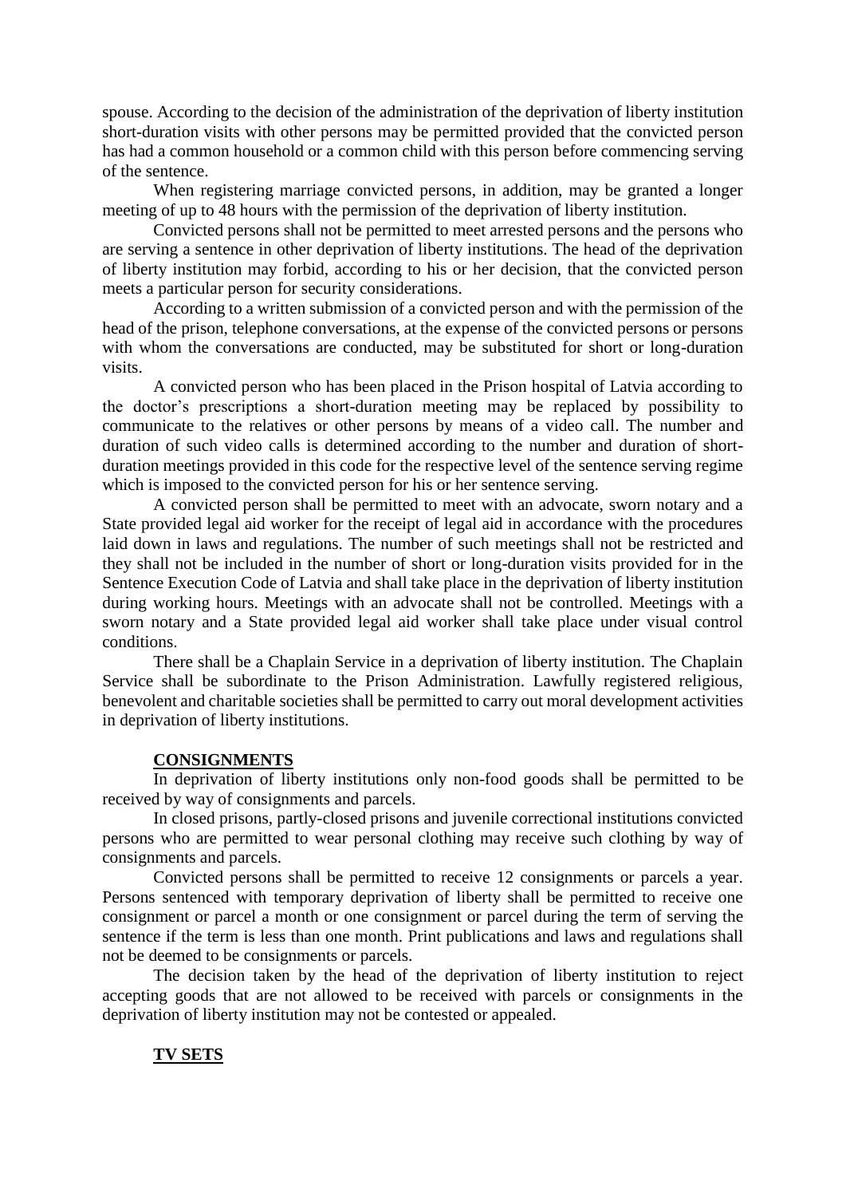spouse. According to the decision of the administration of the deprivation of liberty institution short-duration visits with other persons may be permitted provided that the convicted person has had a common household or a common child with this person before commencing serving of the sentence.

When registering marriage convicted persons, in addition, may be granted a longer meeting of up to 48 hours with the permission of the deprivation of liberty institution.

Convicted persons shall not be permitted to meet arrested persons and the persons who are serving a sentence in other deprivation of liberty institutions. The head of the deprivation of liberty institution may forbid, according to his or her decision, that the convicted person meets a particular person for security considerations.

According to a written submission of a convicted person and with the permission of the head of the prison, telephone conversations, at the expense of the convicted persons or persons with whom the conversations are conducted, may be substituted for short or long-duration visits.

A convicted person who has been placed in the Prison hospital of Latvia according to the doctor's prescriptions a short-duration meeting may be replaced by possibility to communicate to the relatives or other persons by means of a video call. The number and duration of such video calls is determined according to the number and duration of short-duration meetings provided in this code for the respective level of the sentence serving regime which is imposed to the convicted person for his or her sentence serving.

A convicted person shall be permitted to meet with an advocate, sworn notary and a State provided legal aid worker for the receipt of legal aid in accordance with the procedures laid down in laws and regulations. The number of such meetings shall not be restricted and they shall not be included in the number of short or long-duration visits provided for in the Sentence Execution Code of Latvia and shall take place in the deprivation of liberty institution during working hours. Meetings with an advocate shall not be controlled. Meetings with a sworn notary and a State provided legal aid worker shall take place under visual control conditions.

There shall be a Chaplain Service in a deprivation of liberty institution. The Chaplain Service shall be subordinate to the Prison Administration. Lawfully registered religious, benevolent and charitable societies shall be permitted to carry out moral development activities in deprivation of liberty institutions.

**CONSIGNMENTS**

In deprivation of liberty institutions only non-food goods shall be permitted to be received by way of consignments and parcels.

In closed prisons, partly-closed prisons and juvenile correctional institutions convicted persons who are permitted to wear personal clothing may receive such clothing by way of consignments and parcels.

Convicted persons shall be permitted to receive 12 consignments or parcels a year. Persons sentenced with temporary deprivation of liberty shall be permitted to receive one consignment or parcel a month or one consignment or parcel during the term of serving the sentence if the term is less than one month. Print publications and laws and regulations shall not be deemed to be consignments or parcels.

The decision taken by the head of the deprivation of liberty institution to reject accepting goods that are not allowed to be received with parcels or consignments in the deprivation of liberty institution may not be contested or appealed.

**TV SETS**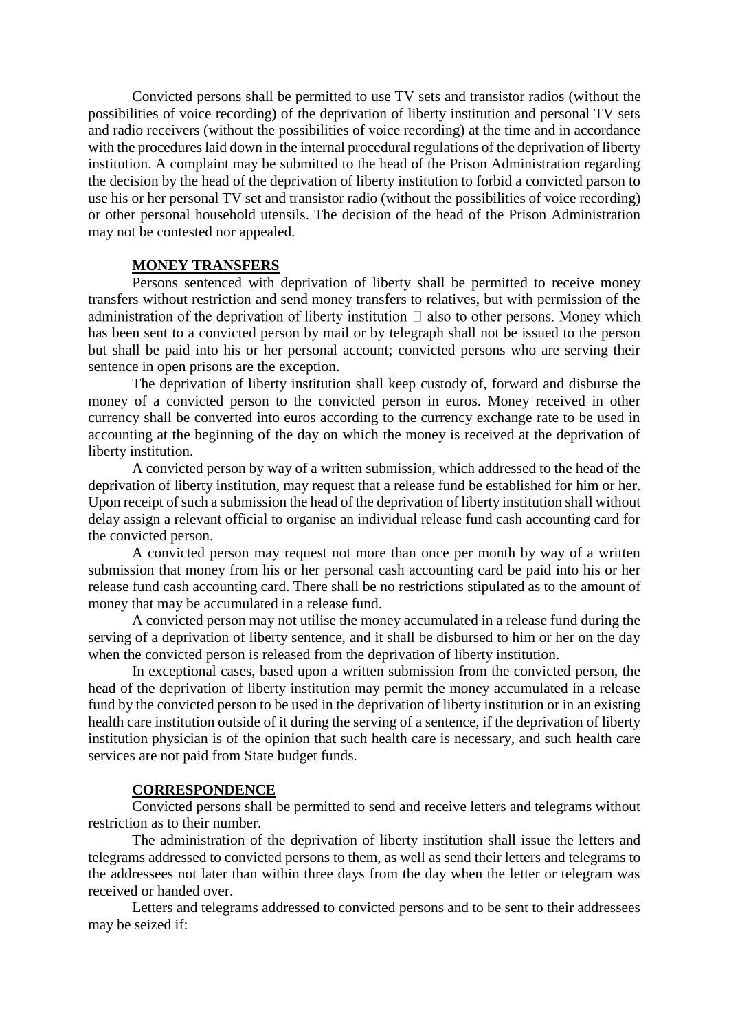Convicted persons shall be permitted to use TV sets and transistor radios (without the possibilities of voice recording) of the deprivation of liberty institution and personal TV sets and radio receivers (without the possibilities of voice recording) at the time and in accordance with the procedures laid down in the internal procedural regulations of the deprivation of liberty institution. A complaint may be submitted to the head of the Prison Administration regarding the decision by the head of the deprivation of liberty institution to forbid a convicted parson to use his or her personal TV set and transistor radio (without the possibilities of voice recording) or other personal household utensils. The decision of the head of the Prison Administration may not be contested nor appealed.

**MONEY TRANSFERS**

Persons sentenced with deprivation of liberty shall be permitted to receive money transfers without restriction and send money transfers to relatives, but with permission of the administration of the deprivation of liberty institution  also to other persons. Money which has been sent to a convicted person by mail or by telegraph shall not be issued to the person but shall be paid into his or her personal account; convicted persons who are serving their sentence in open prisons are the exception.

The deprivation of liberty institution shall keep custody of, forward and disburse the money of a convicted person to the convicted person in euros. Money received in other currency shall be converted into euros according to the currency exchange rate to be used in accounting at the beginning of the day on which the money is received at the deprivation of liberty institution.

A convicted person by way of a written submission, which addressed to the head of the deprivation of liberty institution, may request that a release fund be established for him or her. Upon receipt of such a submission the head of the deprivation of liberty institution shall without delay assign a relevant official to organise an individual release fund cash accounting card for the convicted person.

A convicted person may request not more than once per month by way of a written submission that money from his or her personal cash accounting card be paid into his or her release fund cash accounting card. There shall be no restrictions stipulated as to the amount of money that may be accumulated in a release fund.

A convicted person may not utilise the money accumulated in a release fund during the serving of a deprivation of liberty sentence, and it shall be disbursed to him or her on the day when the convicted person is released from the deprivation of liberty institution.

In exceptional cases, based upon a written submission from the convicted person, the head of the deprivation of liberty institution may permit the money accumulated in a release fund by the convicted person to be used in the deprivation of liberty institution or in an existing health care institution outside of it during the serving of a sentence, if the deprivation of liberty institution physician is of the opinion that such health care is necessary, and such health care services are not paid from State budget funds.

**CORRESPONDENCE**

Convicted persons shall be permitted to send and receive letters and telegrams without restriction as to their number.

The administration of the deprivation of liberty institution shall issue the letters and telegrams addressed to convicted persons to them, as well as send their letters and telegrams to the addressees not later than within three days from the day when the letter or telegram was received or handed over.

Letters and telegrams addressed to convicted persons and to be sent to their addressees may be seized if: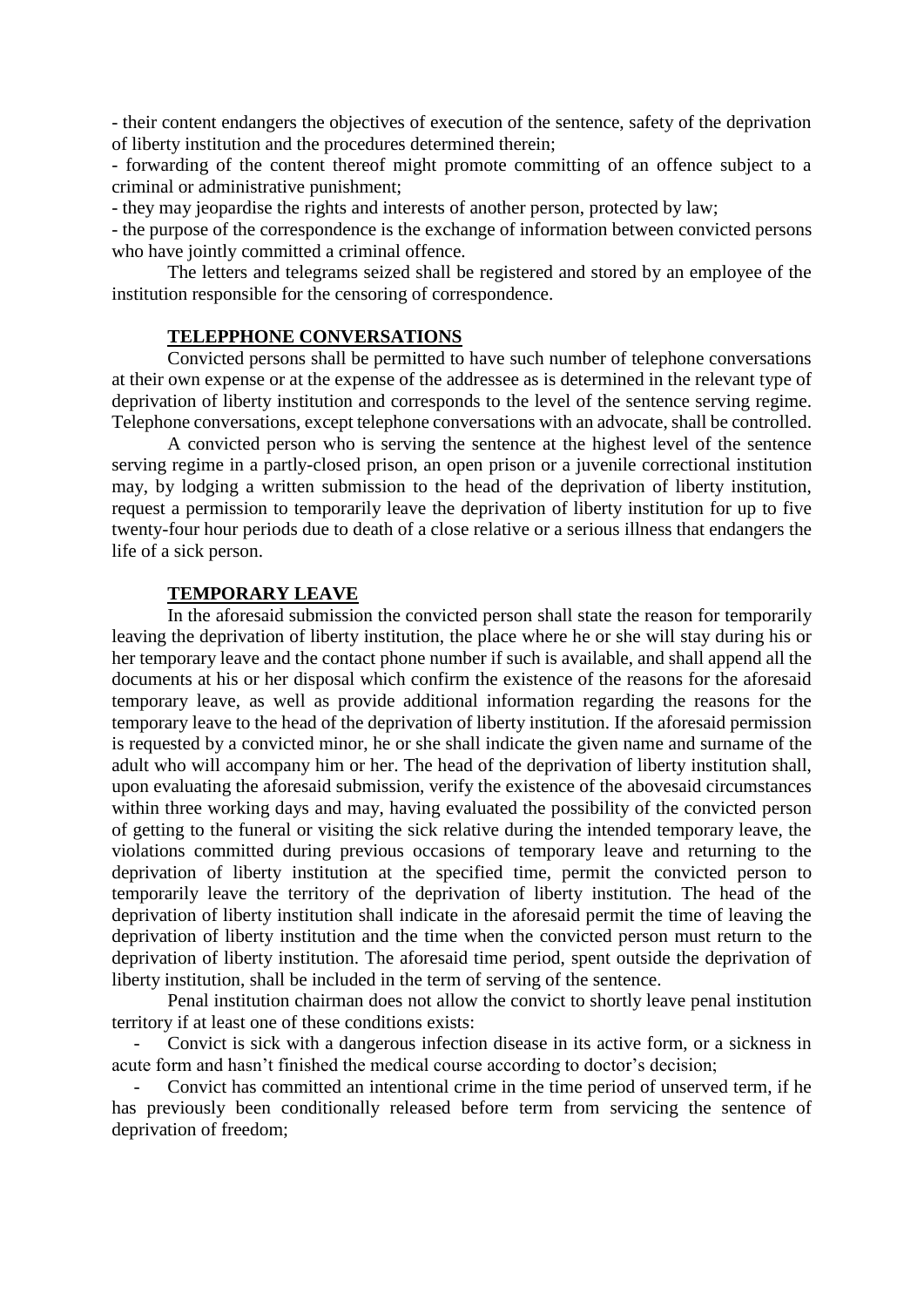- their content endangers the objectives of execution of the sentence, safety of the deprivation of liberty institution and the procedures determined therein;

- forwarding of the content thereof might promote committing of an offence subject to a criminal or administrative punishment;

- they may jeopardise the rights and interests of another person, protected by law;

- the purpose of the correspondence is the exchange of information between convicted persons who have jointly committed a criminal offence.

The letters and telegrams seized shall be registered and stored by an employee of the institution responsible for the censoring of correspondence.

**TELEPPHONE CONVERSATIONS**

Convicted persons shall be permitted to have such number of telephone conversations at their own expense or at the expense of the addressee as is determined in the relevant type of deprivation of liberty institution and corresponds to the level of the sentence serving regime. Telephone conversations, except telephone conversations with an advocate, shall be controlled.

A convicted person who is serving the sentence at the highest level of the sentence serving regime in a partly-closed prison, an open prison or a juvenile correctional institution may, by lodging a written submission to the head of the deprivation of liberty institution, request a permission to temporarily leave the deprivation of liberty institution for up to five twenty-four hour periods due to death of a close relative or a serious illness that endangers the life of a sick person.

**TEMPORARY LEAVE**

In the aforesaid submission the convicted person shall state the reason for temporarily leaving the deprivation of liberty institution, the place where he or she will stay during his or her temporary leave and the contact phone number if such is available, and shall append all the documents at his or her disposal which confirm the existence of the reasons for the aforesaid temporary leave, as well as provide additional information regarding the reasons for the temporary leave to the head of the deprivation of liberty institution. If the aforesaid permission is requested by a convicted minor, he or she shall indicate the given name and surname of the adult who will accompany him or her. The head of the deprivation of liberty institution shall, upon evaluating the aforesaid submission, verify the existence of the abovesaid circumstances within three working days and may, having evaluated the possibility of the convicted person of getting to the funeral or visiting the sick relative during the intended temporary leave, the violations committed during previous occasions of temporary leave and returning to the deprivation of liberty institution at the specified time, permit the convicted person to temporarily leave the territory of the deprivation of liberty institution. The head of the deprivation of liberty institution shall indicate in the aforesaid permit the time of leaving the deprivation of liberty institution and the time when the convicted person must return to the deprivation of liberty institution. The aforesaid time period, spent outside the deprivation of liberty institution, shall be included in the term of serving of the sentence.

Penal institution chairman does not allow the convict to shortly leave penal institution territory if at least one of these conditions exists:

- Convict is sick with a dangerous infection disease in its active form, or a sickness in acute form and hasn't finished the medical course according to doctor's decision;
- Convict has committed an intentional crime in the time period of unserved term, if he has previously been conditionally released before term from servicing the sentence of deprivation of freedom;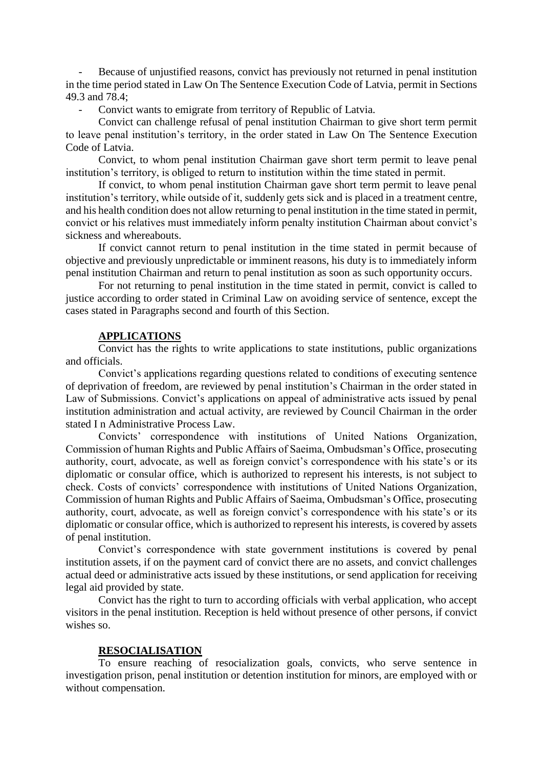- Because of unjustified reasons, convict has previously not returned in penal institution in the time period stated in Law On The Sentence Execution Code of Latvia, permit in Sections 49.3 and 78.4;
- Convict wants to emigrate from territory of Republic of Latvia.

Convict can challenge refusal of penal institution Chairman to give short term permit to leave penal institution's territory, in the order stated in Law On The Sentence Execution Code of Latvia.

Convict, to whom penal institution Chairman gave short term permit to leave penal institution's territory, is obliged to return to institution within the time stated in permit.

If convict, to whom penal institution Chairman gave short term permit to leave penal institution's territory, while outside of it, suddenly gets sick and is placed in a treatment centre, and his health condition does not allow returning to penal institution in the time stated in permit, convict or his relatives must immediately inform penalty institution Chairman about convict's sickness and whereabouts.

If convict cannot return to penal institution in the time stated in permit because of objective and previously unpredictable or imminent reasons, his duty is to immediately inform penal institution Chairman and return to penal institution as soon as such opportunity occurs.

For not returning to penal institution in the time stated in permit, convict is called to justice according to order stated in Criminal Law on avoiding service of sentence, except the cases stated in Paragraphs second and fourth of this Section.

## APPLICATIONS

Convict has the rights to write applications to state institutions, public organizations and officials.

Convict's applications regarding questions related to conditions of executing sentence of deprivation of freedom, are reviewed by penal institution's Chairman in the order stated in Law of Submissions. Convict's applications on appeal of administrative acts issued by penal institution administration and actual activity, are reviewed by Council Chairman in the order stated I n Administrative Process Law.

Convicts' correspondence with institutions of United Nations Organization, Commission of human Rights and Public Affairs of Saeima, Ombudsman's Office, prosecuting authority, court, advocate, as well as foreign convict's correspondence with his state's or its diplomatic or consular office, which is authorized to represent his interests, is not subject to check. Costs of convicts' correspondence with institutions of United Nations Organization, Commission of human Rights and Public Affairs of Saeima, Ombudsman's Office, prosecuting authority, court, advocate, as well as foreign convict's correspondence with his state's or its diplomatic or consular office, which is authorized to represent his interests, is covered by assets of penal institution.

Convict's correspondence with state government institutions is covered by penal institution assets, if on the payment card of convict there are no assets, and convict challenges actual deed or administrative acts issued by these institutions, or send application for receiving legal aid provided by state.

Convict has the right to turn to according officials with verbal application, who accept visitors in the penal institution. Reception is held without presence of other persons, if convict wishes so.

## RESOCIALISATION

To ensure reaching of resocialization goals, convicts, who serve sentence in investigation prison, penal institution or detention institution for minors, are employed with or without compensation.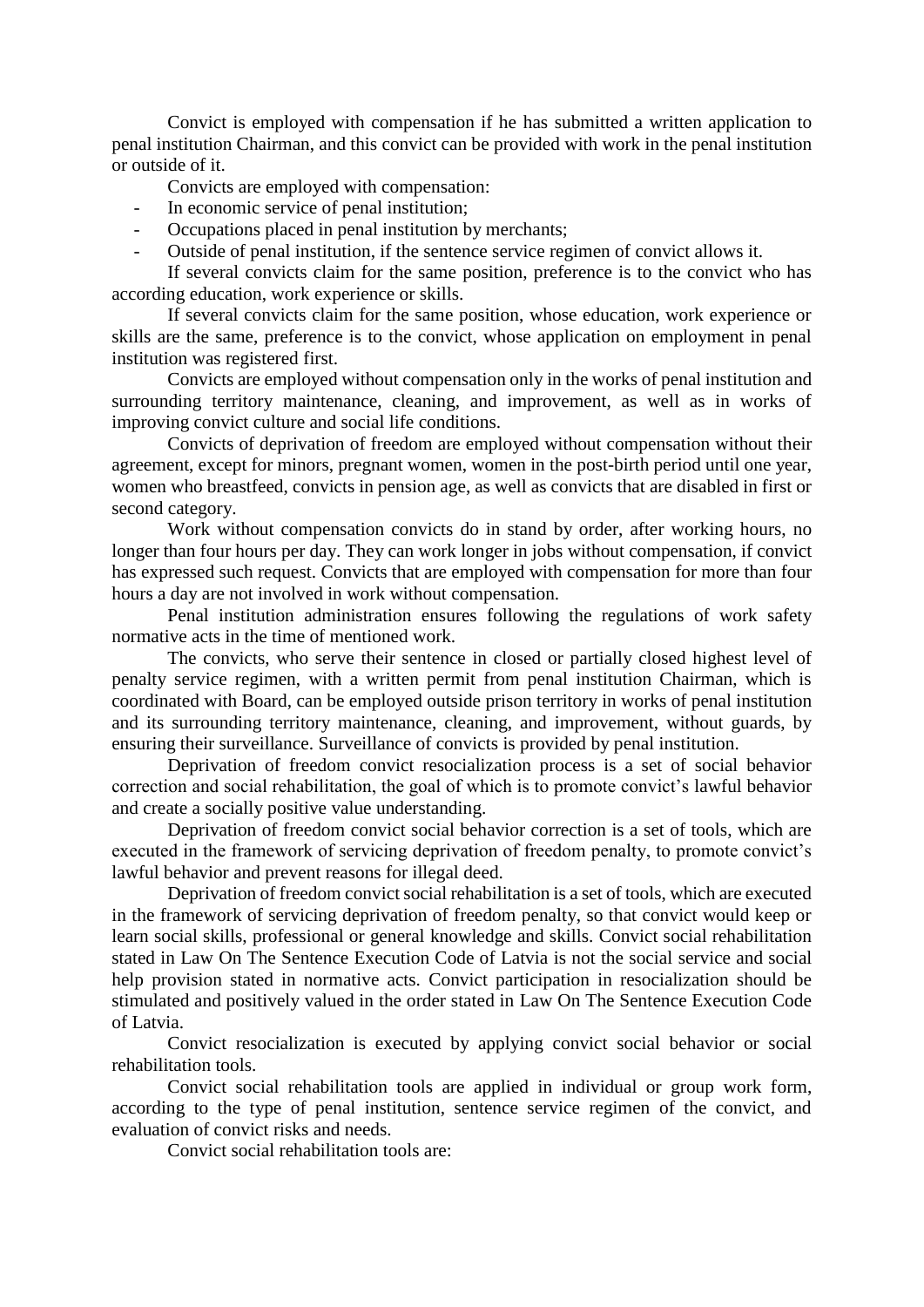Convict is employed with compensation if he has submitted a written application to penal institution Chairman, and this convict can be provided with work in the penal institution or outside of it.

Convicts are employed with compensation:

- In economic service of penal institution;
- Occupations placed in penal institution by merchants;
- Outside of penal institution, if the sentence service regimen of convict allows it.

If several convicts claim for the same position, preference is to the convict who has according education, work experience or skills.

If several convicts claim for the same position, whose education, work experience or skills are the same, preference is to the convict, whose application on employment in penal institution was registered first.

Convicts are employed without compensation only in the works of penal institution and surrounding territory maintenance, cleaning, and improvement, as well as in works of improving convict culture and social life conditions.

Convicts of deprivation of freedom are employed without compensation without their agreement, except for minors, pregnant women, women in the post-birth period until one year, women who breastfeed, convicts in pension age, as well as convicts that are disabled in first or second category.

Work without compensation convicts do in stand by order, after working hours, no longer than four hours per day. They can work longer in jobs without compensation, if convict has expressed such request. Convicts that are employed with compensation for more than four hours a day are not involved in work without compensation.

Penal institution administration ensures following the regulations of work safety normative acts in the time of mentioned work.

The convicts, who serve their sentence in closed or partially closed highest level of penalty service regimen, with a written permit from penal institution Chairman, which is coordinated with Board, can be employed outside prison territory in works of penal institution and its surrounding territory maintenance, cleaning, and improvement, without guards, by ensuring their surveillance. Surveillance of convicts is provided by penal institution.

Deprivation of freedom convict resocialization process is a set of social behavior correction and social rehabilitation, the goal of which is to promote convict's lawful behavior and create a socially positive value understanding.

Deprivation of freedom convict social behavior correction is a set of tools, which are executed in the framework of servicing deprivation of freedom penalty, to promote convict's lawful behavior and prevent reasons for illegal deed.

Deprivation of freedom convict social rehabilitation is a set of tools, which are executed in the framework of servicing deprivation of freedom penalty, so that convict would keep or learn social skills, professional or general knowledge and skills. Convict social rehabilitation stated in Law On The Sentence Execution Code of Latvia is not the social service and social help provision stated in normative acts. Convict participation in resocialization should be stimulated and positively valued in the order stated in Law On The Sentence Execution Code of Latvia.

Convict resocialization is executed by applying convict social behavior or social rehabilitation tools.

Convict social rehabilitation tools are applied in individual or group work form, according to the type of penal institution, sentence service regimen of the convict, and evaluation of convict risks and needs.

Convict social rehabilitation tools are: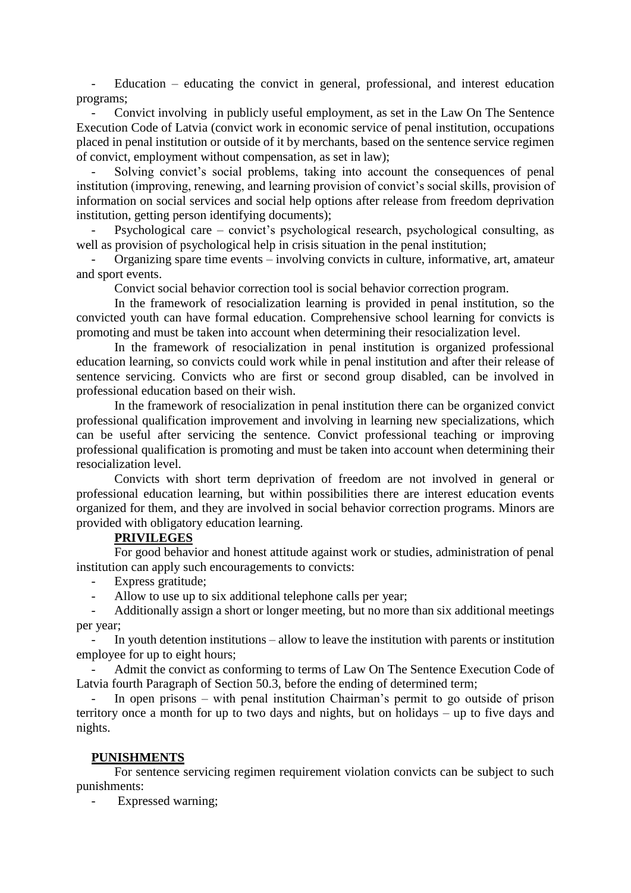- Education – educating the convict in general, professional, and interest education programs;
- Convict involving in publicly useful employment, as set in the Law On The Sentence Execution Code of Latvia (convict work in economic service of penal institution, occupations placed in penal institution or outside of it by merchants, based on the sentence service regimen of convict, employment without compensation, as set in law);
- Solving convict's social problems, taking into account the consequences of penal institution (improving, renewing, and learning provision of convict's social skills, provision of information on social services and social help options after release from freedom deprivation institution, getting person identifying documents);
- Psychological care – convict's psychological research, psychological consulting, as well as provision of psychological help in crisis situation in the penal institution;
- Organizing spare time events – involving convicts in culture, informative, art, amateur and sport events.

Convict social behavior correction tool is social behavior correction program.

In the framework of resocialization learning is provided in penal institution, so the convicted youth can have formal education. Comprehensive school learning for convicts is promoting and must be taken into account when determining their resocialization level.

In the framework of resocialization in penal institution is organized professional education learning, so convicts could work while in penal institution and after their release of sentence servicing. Convicts who are first or second group disabled, can be involved in professional education based on their wish.

In the framework of resocialization in penal institution there can be organized convict professional qualification improvement and involving in learning new specializations, which can be useful after servicing the sentence. Convict professional teaching or improving professional qualification is promoting and must be taken into account when determining their resocialization level.

Convicts with short term deprivation of freedom are not involved in general or professional education learning, but within possibilities there are interest education events organized for them, and they are involved in social behavior correction programs. Minors are provided with obligatory education learning.

**PRIVILEGES**

For good behavior and honest attitude against work or studies, administration of penal institution can apply such encouragements to convicts:

- Express gratitude;
- Allow to use up to six additional telephone calls per year;
- Additionally assign a short or longer meeting, but no more than six additional meetings per year;
- In youth detention institutions – allow to leave the institution with parents or institution employee for up to eight hours;
- Admit the convict as conforming to terms of Law On The Sentence Execution Code of Latvia fourth Paragraph of Section 50.3, before the ending of determined term;
- In open prisons – with penal institution Chairman's permit to go outside of prison territory once a month for up to two days and nights, but on holidays – up to five days and nights.

**PUNISHMENTS**

For sentence servicing regimen requirement violation convicts can be subject to such punishments:

- Expressed warning;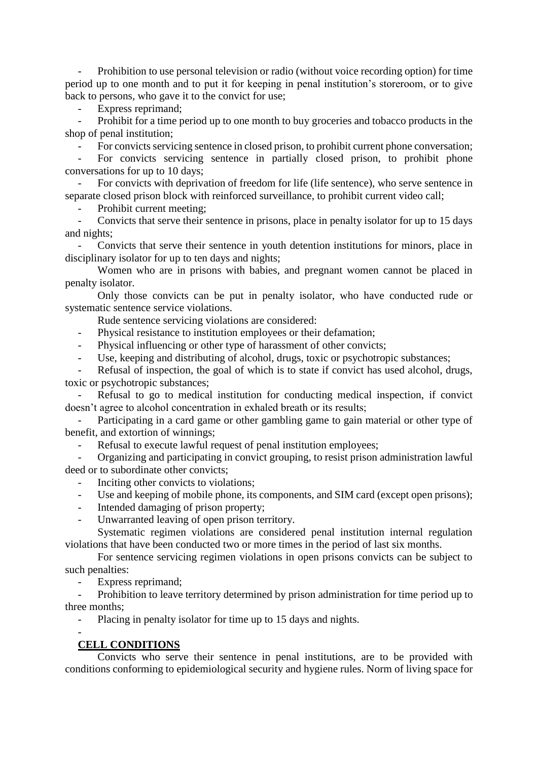- Prohibition to use personal television or radio (without voice recording option) for time period up to one month and to put it for keeping in penal institution's storeroom, or to give back to persons, who gave it to the convict for use;
- Express reprimand;
- Prohibit for a time period up to one month to buy groceries and tobacco products in the shop of penal institution;
- For convicts servicing sentence in closed prison, to prohibit current phone conversation;
- For convicts servicing sentence in partially closed prison, to prohibit phone conversations for up to 10 days;
- For convicts with deprivation of freedom for life (life sentence), who serve sentence in separate closed prison block with reinforced surveillance, to prohibit current video call;
- Prohibit current meeting;
- Convicts that serve their sentence in prisons, place in penalty isolator for up to 15 days and nights;
- Convicts that serve their sentence in youth detention institutions for minors, place in disciplinary isolator for up to ten days and nights;

Women who are in prisons with babies, and pregnant women cannot be placed in penalty isolator.

Only those convicts can be put in penalty isolator, who have conducted rude or systematic sentence service violations.

Rude sentence servicing violations are considered:

- Physical resistance to institution employees or their defamation;
- Physical influencing or other type of harassment of other convicts;
- Use, keeping and distributing of alcohol, drugs, toxic or psychotropic substances;
- Refusal of inspection, the goal of which is to state if convict has used alcohol, drugs, toxic or psychotropic substances;
- Refusal to go to medical institution for conducting medical inspection, if convict doesn't agree to alcohol concentration in exhaled breath or its results;
- Participating in a card game or other gambling game to gain material or other type of benefit, and extortion of winnings;
- Refusal to execute lawful request of penal institution employees;
- Organizing and participating in convict grouping, to resist prison administration lawful deed or to subordinate other convicts;
- Inciting other convicts to violations;
- Use and keeping of mobile phone, its components, and SIM card (except open prisons);
- Intended damaging of prison property;
- Unwarranted leaving of open prison territory.

Systematic regimen violations are considered penal institution internal regulation violations that have been conducted two or more times in the period of last six months.

For sentence servicing regimen violations in open prisons convicts can be subject to such penalties:

- Express reprimand;
- Prohibition to leave territory determined by prison administration for time period up to three months;
- Placing in penalty isolator for time up to 15 days and nights.
-

## CELL CONDITIONS

Convicts who serve their sentence in penal institutions, are to be provided with conditions conforming to epidemiological security and hygiene rules. Norm of living space for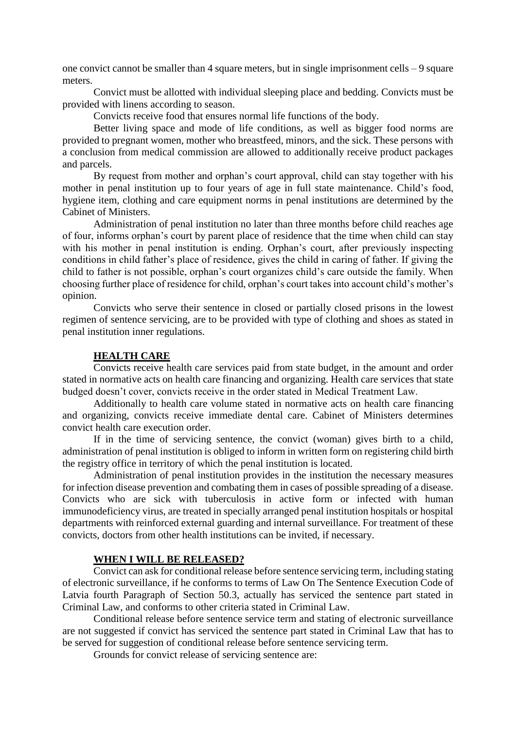one convict cannot be smaller than 4 square meters, but in single imprisonment cells – 9 square meters.

Convict must be allotted with individual sleeping place and bedding. Convicts must be provided with linens according to season.

Convicts receive food that ensures normal life functions of the body.

Better living space and mode of life conditions, as well as bigger food norms are provided to pregnant women, mother who breastfeed, minors, and the sick. These persons with a conclusion from medical commission are allowed to additionally receive product packages and parcels.

By request from mother and orphan's court approval, child can stay together with his mother in penal institution up to four years of age in full state maintenance. Child's food, hygiene item, clothing and care equipment norms in penal institutions are determined by the Cabinet of Ministers.

Administration of penal institution no later than three months before child reaches age of four, informs orphan's court by parent place of residence that the time when child can stay with his mother in penal institution is ending. Orphan's court, after previously inspecting conditions in child father's place of residence, gives the child in caring of father. If giving the child to father is not possible, orphan's court organizes child's care outside the family. When choosing further place of residence for child, orphan's court takes into account child's mother's opinion.

Convicts who serve their sentence in closed or partially closed prisons in the lowest regimen of sentence servicing, are to be provided with type of clothing and shoes as stated in penal institution inner regulations.

## HEALTH CARE

Convicts receive health care services paid from state budget, in the amount and order stated in normative acts on health care financing and organizing. Health care services that state budged doesn't cover, convicts receive in the order stated in Medical Treatment Law.

Additionally to health care volume stated in normative acts on health care financing and organizing, convicts receive immediate dental care. Cabinet of Ministers determines convict health care execution order.

If in the time of servicing sentence, the convict (woman) gives birth to a child, administration of penal institution is obliged to inform in written form on registering child birth the registry office in territory of which the penal institution is located.

Administration of penal institution provides in the institution the necessary measures for infection disease prevention and combating them in cases of possible spreading of a disease. Convicts who are sick with tuberculosis in active form or infected with human immunodeficiency virus, are treated in specially arranged penal institution hospitals or hospital departments with reinforced external guarding and internal surveillance. For treatment of these convicts, doctors from other health institutions can be invited, if necessary.

## WHEN I WILL BE RELEASED?

Convict can ask for conditional release before sentence servicing term, including stating of electronic surveillance, if he conforms to terms of Law On The Sentence Execution Code of Latvia fourth Paragraph of Section 50.3, actually has serviced the sentence part stated in Criminal Law, and conforms to other criteria stated in Criminal Law.

Conditional release before sentence service term and stating of electronic surveillance are not suggested if convict has serviced the sentence part stated in Criminal Law that has to be served for suggestion of conditional release before sentence servicing term.

Grounds for convict release of servicing sentence are: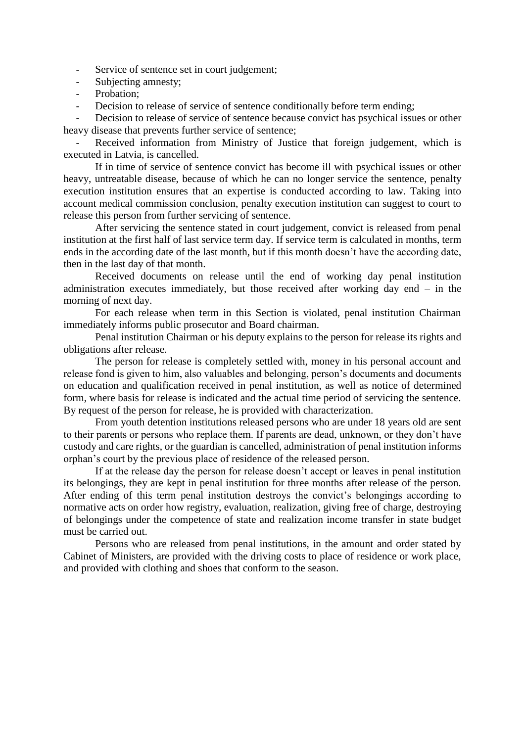- Service of sentence set in court judgement;
- Subjecting amnesty;
- Probation;
- Decision to release of service of sentence conditionally before term ending;
- Decision to release of service of sentence because convict has psychical issues or other heavy disease that prevents further service of sentence;
- Received information from Ministry of Justice that foreign judgement, which is executed in Latvia, is cancelled.

If in time of service of sentence convict has become ill with psychical issues or other heavy, untreatable disease, because of which he can no longer service the sentence, penalty execution institution ensures that an expertise is conducted according to law. Taking into account medical commission conclusion, penalty execution institution can suggest to court to release this person from further servicing of sentence.

After servicing the sentence stated in court judgement, convict is released from penal institution at the first half of last service term day. If service term is calculated in months, term ends in the according date of the last month, but if this month doesn't have the according date, then in the last day of that month.

Received documents on release until the end of working day penal institution administration executes immediately, but those received after working day end – in the morning of next day.

For each release when term in this Section is violated, penal institution Chairman immediately informs public prosecutor and Board chairman.

Penal institution Chairman or his deputy explains to the person for release its rights and obligations after release.

The person for release is completely settled with, money in his personal account and release fond is given to him, also valuables and belonging, person's documents and documents on education and qualification received in penal institution, as well as notice of determined form, where basis for release is indicated and the actual time period of servicing the sentence. By request of the person for release, he is provided with characterization.

From youth detention institutions released persons who are under 18 years old are sent to their parents or persons who replace them. If parents are dead, unknown, or they don't have custody and care rights, or the guardian is cancelled, administration of penal institution informs orphan's court by the previous place of residence of the released person.

If at the release day the person for release doesn't accept or leaves in penal institution its belongings, they are kept in penal institution for three months after release of the person. After ending of this term penal institution destroys the convict's belongings according to normative acts on order how registry, evaluation, realization, giving free of charge, destroying of belongings under the competence of state and realization income transfer in state budget must be carried out.

Persons who are released from penal institutions, in the amount and order stated by Cabinet of Ministers, are provided with the driving costs to place of residence or work place, and provided with clothing and shoes that conform to the season.